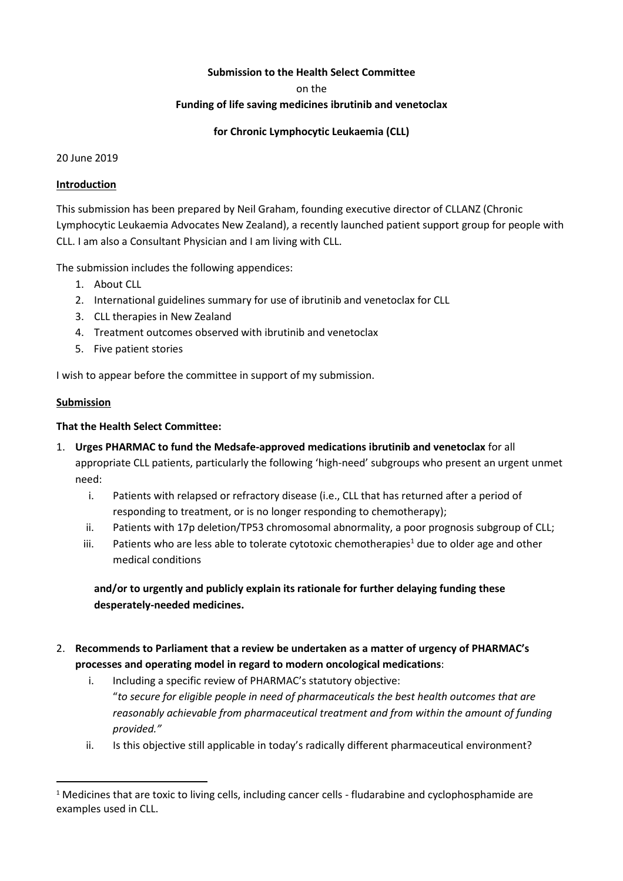**Submission to the Health Select Committee**

on the

**Funding of life saving medicines ibrutinib and venetoclax**

**for Chronic Lymphocytic Leukaemia (CLL)**

20 June 2019

**Introduction**

This submission has been prepared by Neil Graham, founding executive director of CLLANZ (Chronic Lymphocytic Leukaemia Advocates New Zealand), a recently launched patient support group for people with CLL. I am also a Consultant Physician and I am living with CLL.

The submission includes the following appendices:

1. About CLL
2. International guidelines summary for use of ibrutinib and venetoclax for CLL
3. CLL therapies in New Zealand
4. Treatment outcomes observed with ibrutinib and venetoclax
5. Five patient stories

I wish to appear before the committee in support of my submission.

**Submission**

**That the Health Select Committee:**

1. **Urges PHARMAC to fund the Medsafe-approved medications ibrutinib and venetoclax** for all appropriate CLL patients, particularly the following 'high-need' subgroups who present an urgent unmet need:
   i. Patients with relapsed or refractory disease (i.e., CLL that has returned after a period of responding to treatment, or is no longer responding to chemotherapy);
   ii. Patients with 17p deletion/TP53 chromosomal abnormality, a poor prognosis subgroup of CLL;
   iii. Patients who are less able to tolerate cytotoxic chemotherapies[1] due to older age and other medical conditions

   **and/or to urgently and publicly explain its rationale for further delaying funding these desperately-needed medicines.**

2. **Recommends to Parliament that a review be undertaken as a matter of urgency of PHARMAC's processes and operating model in regard to modern oncological medications**:
   i. Including a specific review of PHARMAC's statutory objective:
   "*to secure for eligible people in need of pharmaceuticals the best health outcomes that are reasonably achievable from pharmaceutical treatment and from within the amount of funding provided."*
   ii. Is this objective still applicable in today's radically different pharmaceutical environment?

[1] Medicines that are toxic to living cells, including cancer cells - fludarabine and cyclophosphamide are examples used in CLL.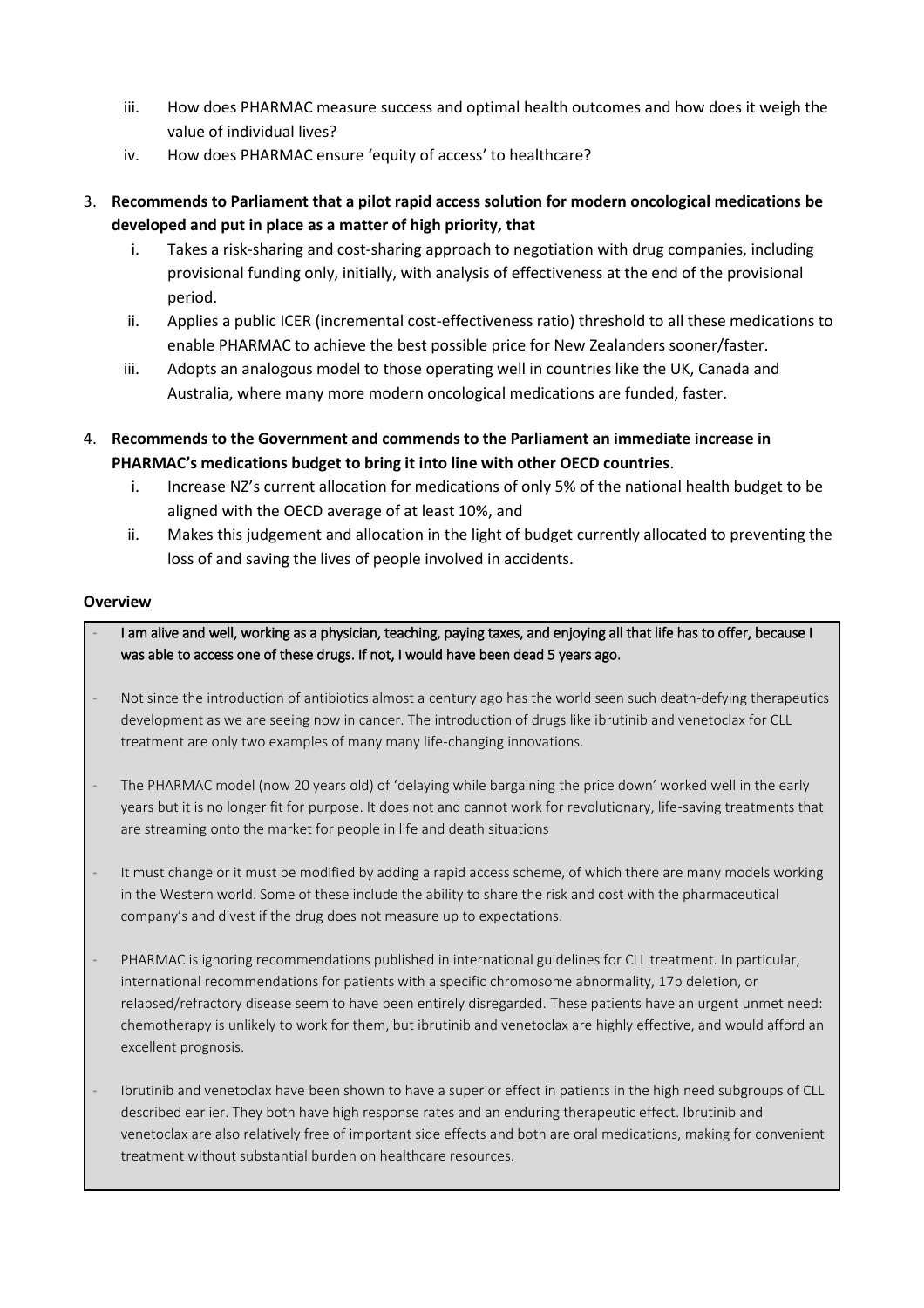iii. How does PHARMAC measure success and optimal health outcomes and how does it weigh the value of individual lives?
   iv. How does PHARMAC ensure 'equity of access' to healthcare?

3. **Recommends to Parliament that a pilot rapid access solution for modern oncological medications be developed and put in place as a matter of high priority, that**
   i. Takes a risk-sharing and cost-sharing approach to negotiation with drug companies, including provisional funding only, initially, with analysis of effectiveness at the end of the provisional period.
   ii. Applies a public ICER (incremental cost-effectiveness ratio) threshold to all these medications to enable PHARMAC to achieve the best possible price for New Zealanders sooner/faster.
   iii. Adopts an analogous model to those operating well in countries like the UK, Canada and Australia, where many more modern oncological medications are funded, faster.

4. **Recommends to the Government and commends to the Parliament an immediate increase in PHARMAC's medications budget to bring it into line with other OECD countries**.
   i. Increase NZ's current allocation for medications of only 5% of the national health budget to be aligned with the OECD average of at least 10%, and
   ii. Makes this judgement and allocation in the light of budget currently allocated to preventing the loss of and saving the lives of people involved in accidents.

**Overview**

- I am alive and well, working as a physician, teaching, paying taxes, and enjoying all that life has to offer, because I was able to access one of these drugs. If not, I would have been dead 5 years ago.

- Not since the introduction of antibiotics almost a century ago has the world seen such death-defying therapeutics development as we are seeing now in cancer. The introduction of drugs like ibrutinib and venetoclax for CLL treatment are only two examples of many many life-changing innovations.

- The PHARMAC model (now 20 years old) of 'delaying while bargaining the price down' worked well in the early years but it is no longer fit for purpose. It does not and cannot work for revolutionary, life-saving treatments that are streaming onto the market for people in life and death situations

- It must change or it must be modified by adding a rapid access scheme, of which there are many models working in the Western world. Some of these include the ability to share the risk and cost with the pharmaceutical company's and divest if the drug does not measure up to expectations.

- PHARMAC is ignoring recommendations published in international guidelines for CLL treatment. In particular, international recommendations for patients with a specific chromosome abnormality, 17p deletion, or relapsed/refractory disease seem to have been entirely disregarded. These patients have an urgent unmet need: chemotherapy is unlikely to work for them, but ibrutinib and venetoclax are highly effective, and would afford an excellent prognosis.

- Ibrutinib and venetoclax have been shown to have a superior effect in patients in the high need subgroups of CLL described earlier. They both have high response rates and an enduring therapeutic effect. Ibrutinib and venetoclax are also relatively free of important side effects and both are oral medications, making for convenient treatment without substantial burden on healthcare resources.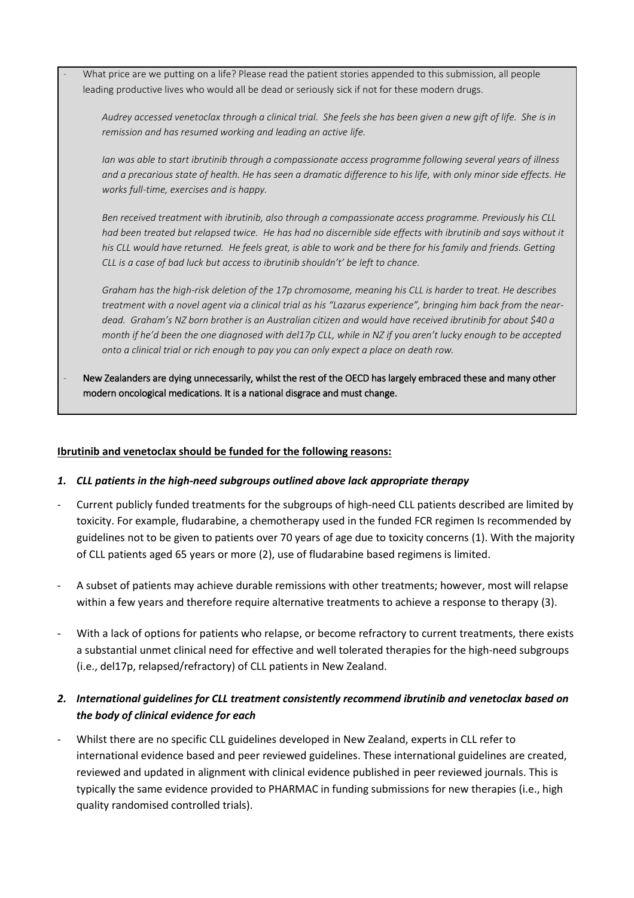- What price are we putting on a life? Please read the patient stories appended to this submission, all people leading productive lives who would all be dead or seriously sick if not for these modern drugs.

  *Audrey accessed venetoclax through a clinical trial. She feels she has been given a new gift of life. She is in remission and has resumed working and leading an active life.*

  *Ian was able to start ibrutinib through a compassionate access programme following several years of illness and a precarious state of health. He has seen a dramatic difference to his life, with only minor side effects. He works full-time, exercises and is happy.*

  *Ben received treatment with ibrutinib, also through a compassionate access programme. Previously his CLL had been treated but relapsed twice. He has had no discernible side effects with ibrutinib and says without it his CLL would have returned. He feels great, is able to work and be there for his family and friends. Getting CLL is a case of bad luck but access to ibrutinib shouldn't' be left to chance.*

  *Graham has the high-risk deletion of the 17p chromosome, meaning his CLL is harder to treat. He describes treatment with a novel agent via a clinical trial as his "Lazarus experience", bringing him back from the near-dead. Graham's NZ born brother is an Australian citizen and would have received ibrutinib for about $40 a month if he'd been the one diagnosed with del17p CLL, while in NZ if you aren't lucky enough to be accepted onto a clinical trial or rich enough to pay you can only expect a place on death row.*

- New Zealanders are dying unnecessarily, whilst the rest of the OECD has largely embraced these and many other modern oncological medications. It is a national disgrace and must change.

**Ibrutinib and venetoclax should be funded for the following reasons:**

1. ***CLL patients in the high-need subgroups outlined above lack appropriate therapy***

- Current publicly funded treatments for the subgroups of high-need CLL patients described are limited by toxicity. For example, fludarabine, a chemotherapy used in the funded FCR regimen Is recommended by guidelines not to be given to patients over 70 years of age due to toxicity concerns (1). With the majority of CLL patients aged 65 years or more (2), use of fludarabine based regimens is limited.
- A subset of patients may achieve durable remissions with other treatments; however, most will relapse within a few years and therefore require alternative treatments to achieve a response to therapy (3).
- With a lack of options for patients who relapse, or become refractory to current treatments, there exists a substantial unmet clinical need for effective and well tolerated therapies for the high-need subgroups (i.e., del17p, relapsed/refractory) of CLL patients in New Zealand.

2. ***International guidelines for CLL treatment consistently recommend ibrutinib and venetoclax based on the body of clinical evidence for each***

- Whilst there are no specific CLL guidelines developed in New Zealand, experts in CLL refer to international evidence based and peer reviewed guidelines. These international guidelines are created, reviewed and updated in alignment with clinical evidence published in peer reviewed journals. This is typically the same evidence provided to PHARMAC in funding submissions for new therapies (i.e., high quality randomised controlled trials).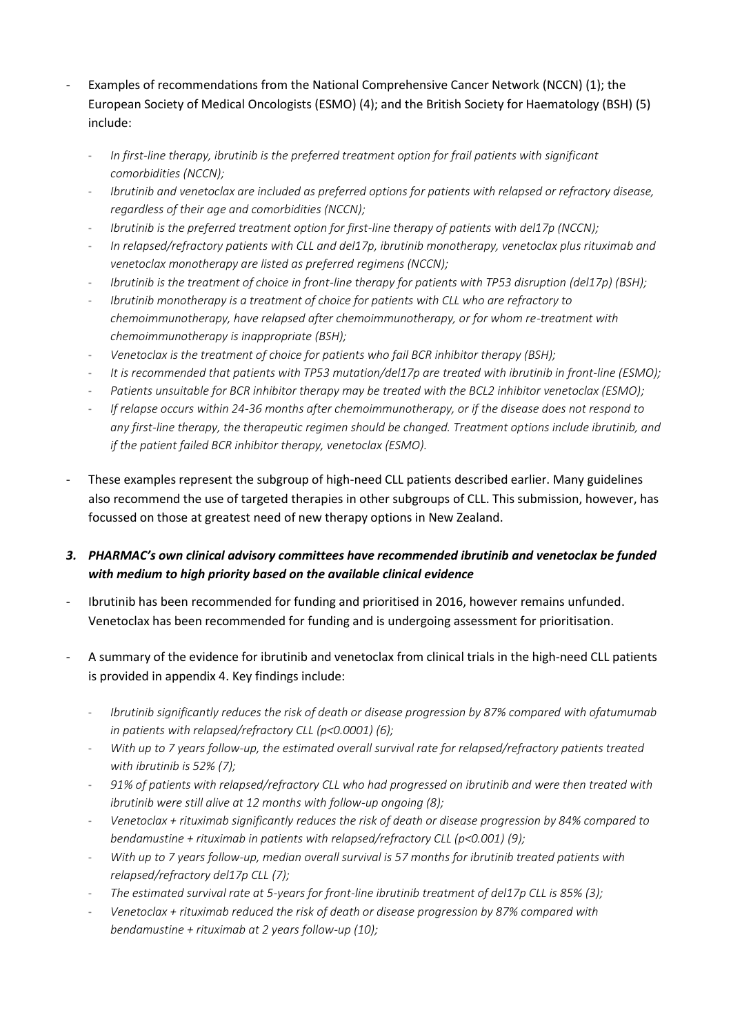- Examples of recommendations from the National Comprehensive Cancer Network (NCCN) (1); the European Society of Medical Oncologists (ESMO) (4); and the British Society for Haematology (BSH) (5) include:
    - *In first-line therapy, ibrutinib is the preferred treatment option for frail patients with significant comorbidities (NCCN);*
    - *Ibrutinib and venetoclax are included as preferred options for patients with relapsed or refractory disease, regardless of their age and comorbidities (NCCN);*
    - *Ibrutinib is the preferred treatment option for first-line therapy of patients with del17p (NCCN);*
    - *In relapsed/refractory patients with CLL and del17p, ibrutinib monotherapy, venetoclax plus rituximab and venetoclax monotherapy are listed as preferred regimens (NCCN);*
    - *Ibrutinib is the treatment of choice in front-line therapy for patients with TP53 disruption (del17p) (BSH);*
    - *Ibrutinib monotherapy is a treatment of choice for patients with CLL who are refractory to chemoimmunotherapy, have relapsed after chemoimmunotherapy, or for whom re-treatment with chemoimmunotherapy is inappropriate (BSH);*
    - *Venetoclax is the treatment of choice for patients who fail BCR inhibitor therapy (BSH);*
    - *It is recommended that patients with TP53 mutation/del17p are treated with ibrutinib in front-line (ESMO);*
    - *Patients unsuitable for BCR inhibitor therapy may be treated with the BCL2 inhibitor venetoclax (ESMO);*
    - *If relapse occurs within 24-36 months after chemoimmunotherapy, or if the disease does not respond to any first-line therapy, the therapeutic regimen should be changed. Treatment options include ibrutinib, and if the patient failed BCR inhibitor therapy, venetoclax (ESMO).*
- These examples represent the subgroup of high-need CLL patients described earlier. Many guidelines also recommend the use of targeted therapies in other subgroups of CLL. This submission, however, has focussed on those at greatest need of new therapy options in New Zealand.

### *3. PHARMAC's own clinical advisory committees have recommended ibrutinib and venetoclax be funded with medium to high priority based on the available clinical evidence*

- Ibrutinib has been recommended for funding and prioritised in 2016, however remains unfunded. Venetoclax has been recommended for funding and is undergoing assessment for prioritisation.
- A summary of the evidence for ibrutinib and venetoclax from clinical trials in the high-need CLL patients is provided in appendix 4. Key findings include:
    - *Ibrutinib significantly reduces the risk of death or disease progression by 87% compared with ofatumumab in patients with relapsed/refractory CLL ($p<0.0001$) (6);*
    - *With up to 7 years follow-up, the estimated overall survival rate for relapsed/refractory patients treated with ibrutinib is 52% (7);*
    - *91% of patients with relapsed/refractory CLL who had progressed on ibrutinib and were then treated with ibrutinib were still alive at 12 months with follow-up ongoing (8);*
    - *Venetoclax + rituximab significantly reduces the risk of death or disease progression by 84% compared to bendamustine + rituximab in patients with relapsed/refractory CLL ($p<0.001$) (9);*
    - *With up to 7 years follow-up, median overall survival is 57 months for ibrutinib treated patients with relapsed/refractory del17p CLL (7);*
    - *The estimated survival rate at 5-years for front-line ibrutinib treatment of del17p CLL is 85% (3);*
    - *Venetoclax + rituximab reduced the risk of death or disease progression by 87% compared with bendamustine + rituximab at 2 years follow-up (10);*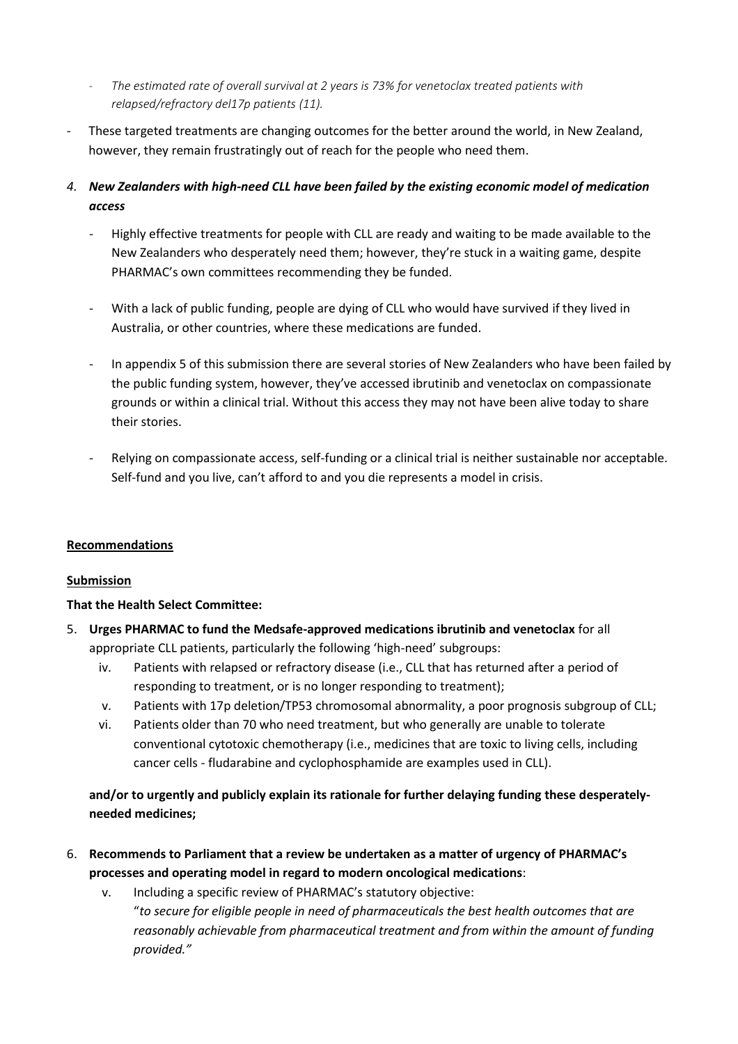- *The estimated rate of overall survival at 2 years is 73% for venetoclax treated patients with relapsed/refractory del17p patients (11).*

- These targeted treatments are changing outcomes for the better around the world, in New Zealand, however, they remain frustratingly out of reach for the people who need them.

4. ***New Zealanders with high-need CLL have been failed by the existing economic model of medication access***

   - Highly effective treatments for people with CLL are ready and waiting to be made available to the New Zealanders who desperately need them; however, they're stuck in a waiting game, despite PHARMAC's own committees recommending they be funded.

   - With a lack of public funding, people are dying of CLL who would have survived if they lived in Australia, or other countries, where these medications are funded.

   - In appendix 5 of this submission there are several stories of New Zealanders who have been failed by the public funding system, however, they've accessed ibrutinib and venetoclax on compassionate grounds or within a clinical trial. Without this access they may not have been alive today to share their stories.

   - Relying on compassionate access, self-funding or a clinical trial is neither sustainable nor acceptable. Self-fund and you live, can't afford to and you die represents a model in crisis.

**<u>Recommendations</u>**

**<u>Submission</u>**

**That the Health Select Committee:**

5. **Urges PHARMAC to fund the Medsafe-approved medications ibrutinib and venetoclax** for all appropriate CLL patients, particularly the following 'high-need' subgroups:
   - iv. Patients with relapsed or refractory disease (i.e., CLL that has returned after a period of responding to treatment, or is no longer responding to treatment);
   - v. Patients with 17p deletion/TP53 chromosomal abnormality, a poor prognosis subgroup of CLL;
   - vi. Patients older than 70 who need treatment, but who generally are unable to tolerate conventional cytotoxic chemotherapy (i.e., medicines that are toxic to living cells, including cancer cells - fludarabine and cyclophosphamide are examples used in CLL).

   **and/or to urgently and publicly explain its rationale for further delaying funding these desperately-needed medicines;**

6. **Recommends to Parliament that a review be undertaken as a matter of urgency of PHARMAC's processes and operating model in regard to modern oncological medications**:
   - v. Including a specific review of PHARMAC's statutory objective: "*to secure for eligible people in need of pharmaceuticals the best health outcomes that are reasonably achievable from pharmaceutical treatment and from within the amount of funding provided.*"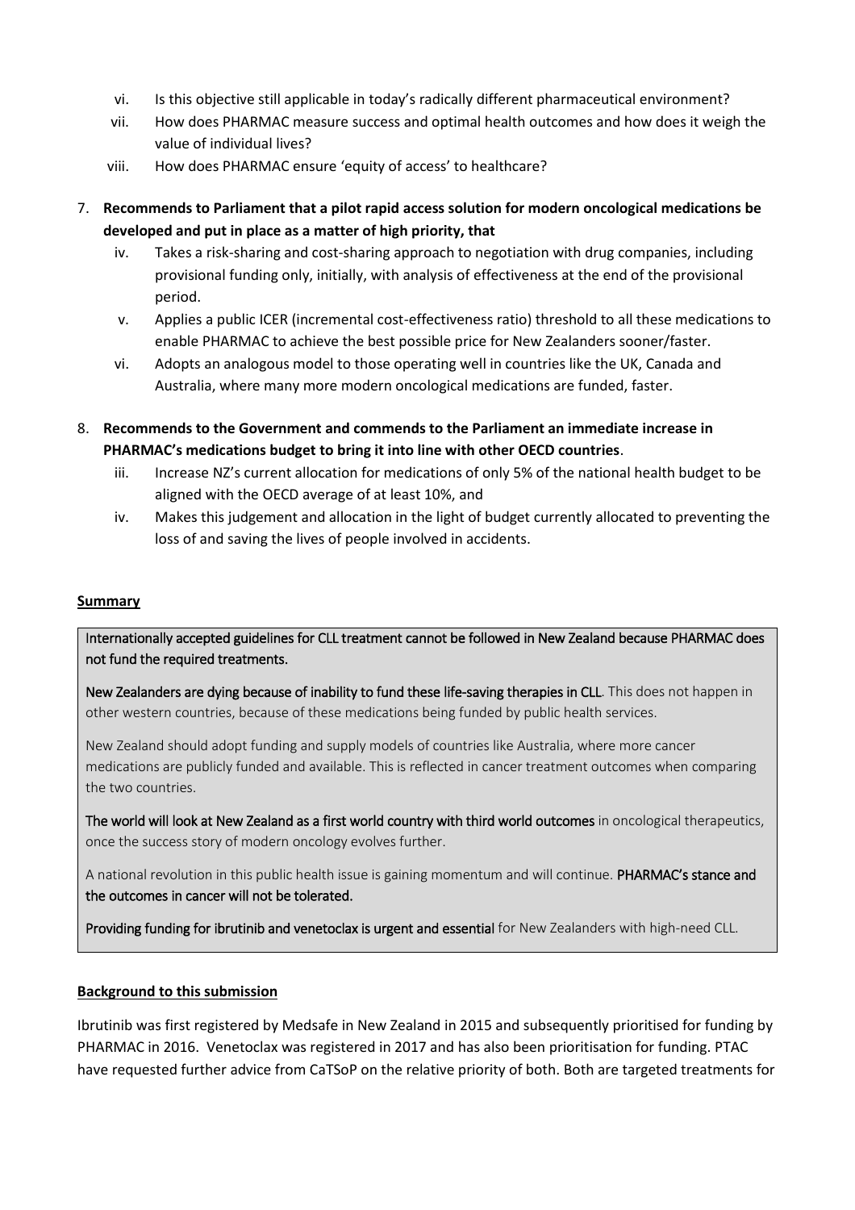vi. Is this objective still applicable in today's radically different pharmaceutical environment?

vii. How does PHARMAC measure success and optimal health outcomes and how does it weigh the value of individual lives?

viii. How does PHARMAC ensure 'equity of access' to healthcare?

7. **Recommends to Parliament that a pilot rapid access solution for modern oncological medications be developed and put in place as a matter of high priority, that**

   iv. Takes a risk-sharing and cost-sharing approach to negotiation with drug companies, including provisional funding only, initially, with analysis of effectiveness at the end of the provisional period.

   v. Applies a public ICER (incremental cost-effectiveness ratio) threshold to all these medications to enable PHARMAC to achieve the best possible price for New Zealanders sooner/faster.

   vi. Adopts an analogous model to those operating well in countries like the UK, Canada and Australia, where many more modern oncological medications are funded, faster.

8. **Recommends to the Government and commends to the Parliament an immediate increase in PHARMAC's medications budget to bring it into line with other OECD countries**.

   iii. Increase NZ's current allocation for medications of only 5% of the national health budget to be aligned with the OECD average of at least 10%, and

   iv. Makes this judgement and allocation in the light of budget currently allocated to preventing the loss of and saving the lives of people involved in accidents.

**Summary**

Internationally accepted guidelines for CLL treatment cannot be followed in New Zealand because PHARMAC does not fund the required treatments.

New Zealanders are dying because of inability to fund these life-saving therapies in CLL. This does not happen in other western countries, because of these medications being funded by public health services.

New Zealand should adopt funding and supply models of countries like Australia, where more cancer medications are publicly funded and available. This is reflected in cancer treatment outcomes when comparing the two countries.

The world will look at New Zealand as a first world country with third world outcomes in oncological therapeutics, once the success story of modern oncology evolves further.

A national revolution in this public health issue is gaining momentum and will continue. PHARMAC's stance and the outcomes in cancer will not be tolerated.

Providing funding for ibrutinib and venetoclax is urgent and essential for New Zealanders with high-need CLL.

**Background to this submission**

Ibrutinib was first registered by Medsafe in New Zealand in 2015 and subsequently prioritised for funding by PHARMAC in 2016. Venetoclax was registered in 2017 and has also been prioritisation for funding. PTAC have requested further advice from CaTSoP on the relative priority of both. Both are targeted treatments for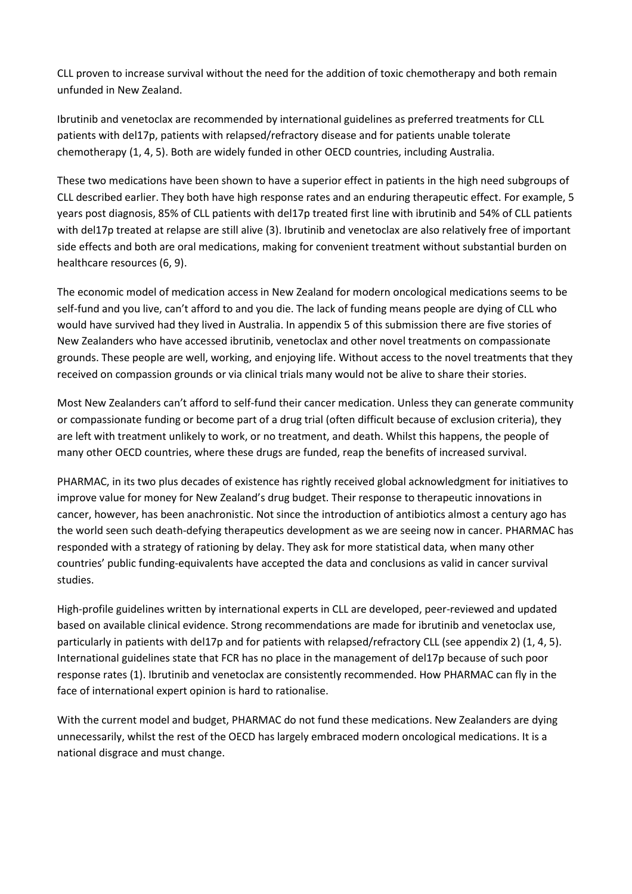CLL proven to increase survival without the need for the addition of toxic chemotherapy and both remain unfunded in New Zealand.

Ibrutinib and venetoclax are recommended by international guidelines as preferred treatments for CLL patients with del17p, patients with relapsed/refractory disease and for patients unable tolerate chemotherapy (1, 4, 5). Both are widely funded in other OECD countries, including Australia.

These two medications have been shown to have a superior effect in patients in the high need subgroups of CLL described earlier. They both have high response rates and an enduring therapeutic effect. For example, 5 years post diagnosis, 85% of CLL patients with del17p treated first line with ibrutinib and 54% of CLL patients with del17p treated at relapse are still alive (3). Ibrutinib and venetoclax are also relatively free of important side effects and both are oral medications, making for convenient treatment without substantial burden on healthcare resources (6, 9).

The economic model of medication access in New Zealand for modern oncological medications seems to be self-fund and you live, can't afford to and you die. The lack of funding means people are dying of CLL who would have survived had they lived in Australia. In appendix 5 of this submission there are five stories of New Zealanders who have accessed ibrutinib, venetoclax and other novel treatments on compassionate grounds. These people are well, working, and enjoying life. Without access to the novel treatments that they received on compassion grounds or via clinical trials many would not be alive to share their stories.

Most New Zealanders can't afford to self-fund their cancer medication. Unless they can generate community or compassionate funding or become part of a drug trial (often difficult because of exclusion criteria), they are left with treatment unlikely to work, or no treatment, and death. Whilst this happens, the people of many other OECD countries, where these drugs are funded, reap the benefits of increased survival.

PHARMAC, in its two plus decades of existence has rightly received global acknowledgment for initiatives to improve value for money for New Zealand's drug budget. Their response to therapeutic innovations in cancer, however, has been anachronistic. Not since the introduction of antibiotics almost a century ago has the world seen such death-defying therapeutics development as we are seeing now in cancer. PHARMAC has responded with a strategy of rationing by delay. They ask for more statistical data, when many other countries' public funding-equivalents have accepted the data and conclusions as valid in cancer survival studies.

High-profile guidelines written by international experts in CLL are developed, peer-reviewed and updated based on available clinical evidence. Strong recommendations are made for ibrutinib and venetoclax use, particularly in patients with del17p and for patients with relapsed/refractory CLL (see appendix 2) (1, 4, 5). International guidelines state that FCR has no place in the management of del17p because of such poor response rates (1). Ibrutinib and venetoclax are consistently recommended. How PHARMAC can fly in the face of international expert opinion is hard to rationalise.

With the current model and budget, PHARMAC do not fund these medications. New Zealanders are dying unnecessarily, whilst the rest of the OECD has largely embraced modern oncological medications. It is a national disgrace and must change.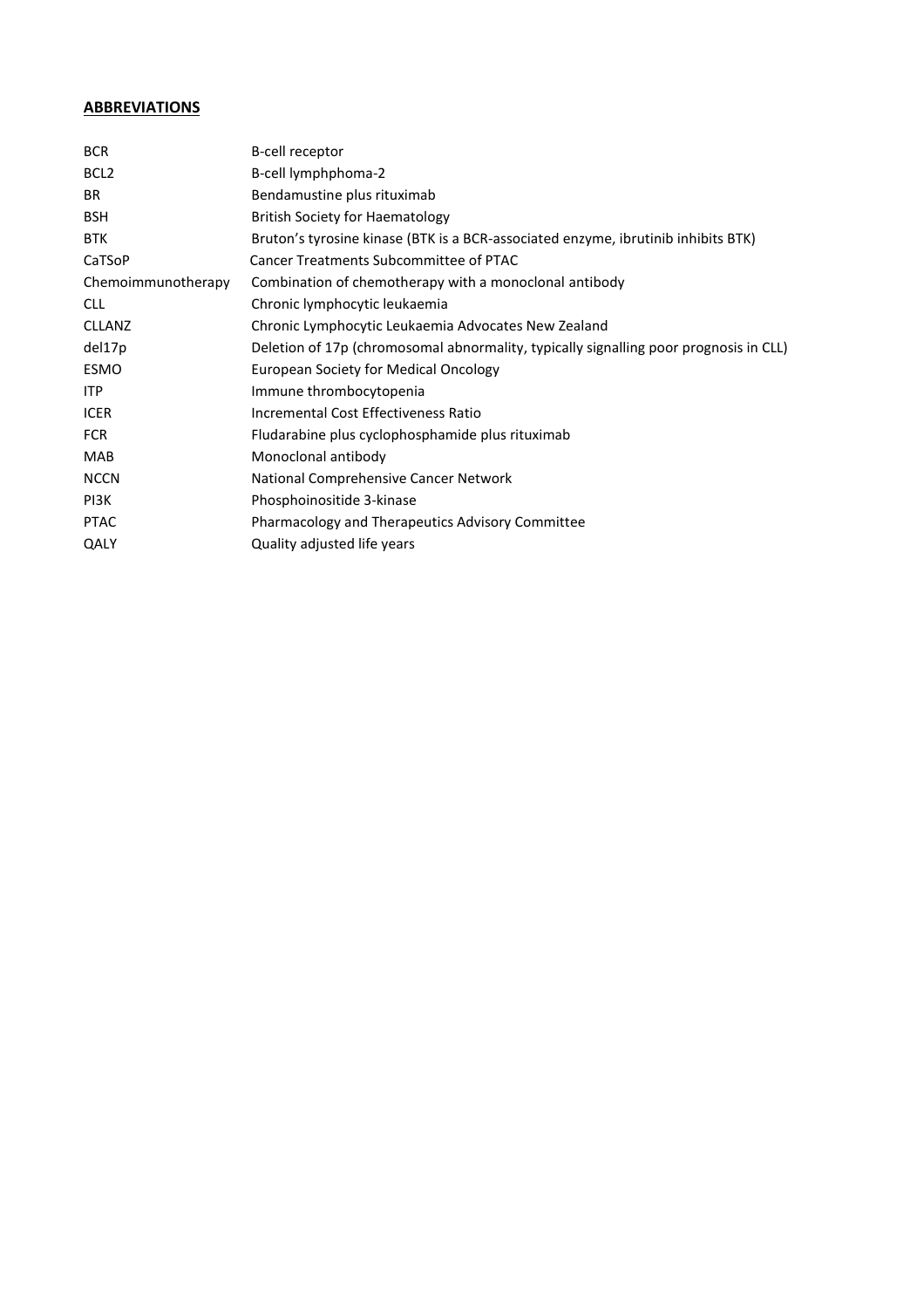## ABBREVIATIONS

| | |
|---|---|
| BCR | B-cell receptor |
| BCL2 | B-cell lymphphoma-2 |
| BR | Bendamustine plus rituximab |
| BSH | British Society for Haematology |
| BTK | Bruton's tyrosine kinase (BTK is a BCR-associated enzyme, ibrutinib inhibits BTK) |
| CaTSoP | Cancer Treatments Subcommittee of PTAC |
| Chemoimmunotherapy | Combination of chemotherapy with a monoclonal antibody |
| CLL | Chronic lymphocytic leukaemia |
| CLLANZ | Chronic Lymphocytic Leukaemia Advocates New Zealand |
| del17p | Deletion of 17p (chromosomal abnormality, typically signalling poor prognosis in CLL) |
| ESMO | European Society for Medical Oncology |
| ITP | Immune thrombocytopenia |
| ICER | Incremental Cost Effectiveness Ratio |
| FCR | Fludarabine plus cyclophosphamide plus rituximab |
| MAB | Monoclonal antibody |
| NCCN | National Comprehensive Cancer Network |
| PI3K | Phosphoinositide 3-kinase |
| PTAC | Pharmacology and Therapeutics Advisory Committee |
| QALY | Quality adjusted life years |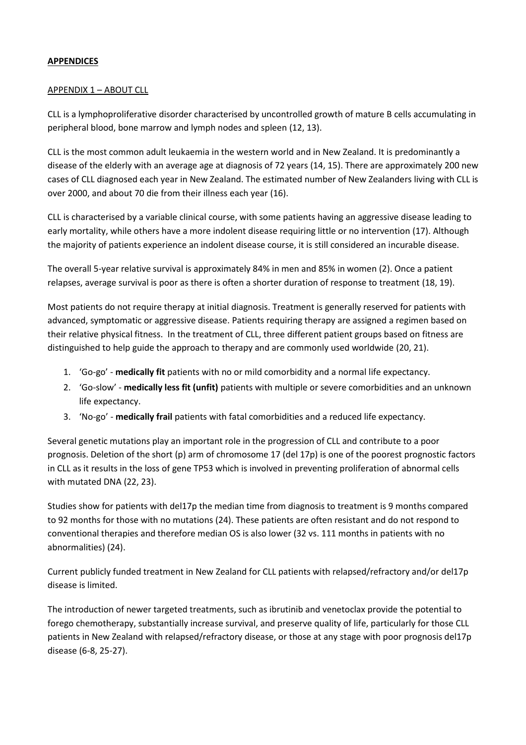## APPENDICES

### APPENDIX 1 – ABOUT CLL

CLL is a lymphoproliferative disorder characterised by uncontrolled growth of mature B cells accumulating in peripheral blood, bone marrow and lymph nodes and spleen (12, 13).

CLL is the most common adult leukaemia in the western world and in New Zealand. It is predominantly a disease of the elderly with an average age at diagnosis of 72 years (14, 15). There are approximately 200 new cases of CLL diagnosed each year in New Zealand. The estimated number of New Zealanders living with CLL is over 2000, and about 70 die from their illness each year (16).

CLL is characterised by a variable clinical course, with some patients having an aggressive disease leading to early mortality, while others have a more indolent disease requiring little or no intervention (17). Although the majority of patients experience an indolent disease course, it is still considered an incurable disease.

The overall 5-year relative survival is approximately 84% in men and 85% in women (2). Once a patient relapses, average survival is poor as there is often a shorter duration of response to treatment (18, 19).

Most patients do not require therapy at initial diagnosis. Treatment is generally reserved for patients with advanced, symptomatic or aggressive disease. Patients requiring therapy are assigned a regimen based on their relative physical fitness. In the treatment of CLL, three different patient groups based on fitness are distinguished to help guide the approach to therapy and are commonly used worldwide (20, 21).

1. 'Go-go' - **medically fit** patients with no or mild comorbidity and a normal life expectancy.
2. 'Go-slow' - **medically less fit (unfit)** patients with multiple or severe comorbidities and an unknown life expectancy.
3. 'No-go' - **medically frail** patients with fatal comorbidities and a reduced life expectancy.

Several genetic mutations play an important role in the progression of CLL and contribute to a poor prognosis. Deletion of the short (p) arm of chromosome 17 (del 17p) is one of the poorest prognostic factors in CLL as it results in the loss of gene TP53 which is involved in preventing proliferation of abnormal cells with mutated DNA (22, 23).

Studies show for patients with del17p the median time from diagnosis to treatment is 9 months compared to 92 months for those with no mutations (24). These patients are often resistant and do not respond to conventional therapies and therefore median OS is also lower (32 vs. 111 months in patients with no abnormalities) (24).

Current publicly funded treatment in New Zealand for CLL patients with relapsed/refractory and/or del17p disease is limited.

The introduction of newer targeted treatments, such as ibrutinib and venetoclax provide the potential to forego chemotherapy, substantially increase survival, and preserve quality of life, particularly for those CLL patients in New Zealand with relapsed/refractory disease, or those at any stage with poor prognosis del17p disease (6-8, 25-27).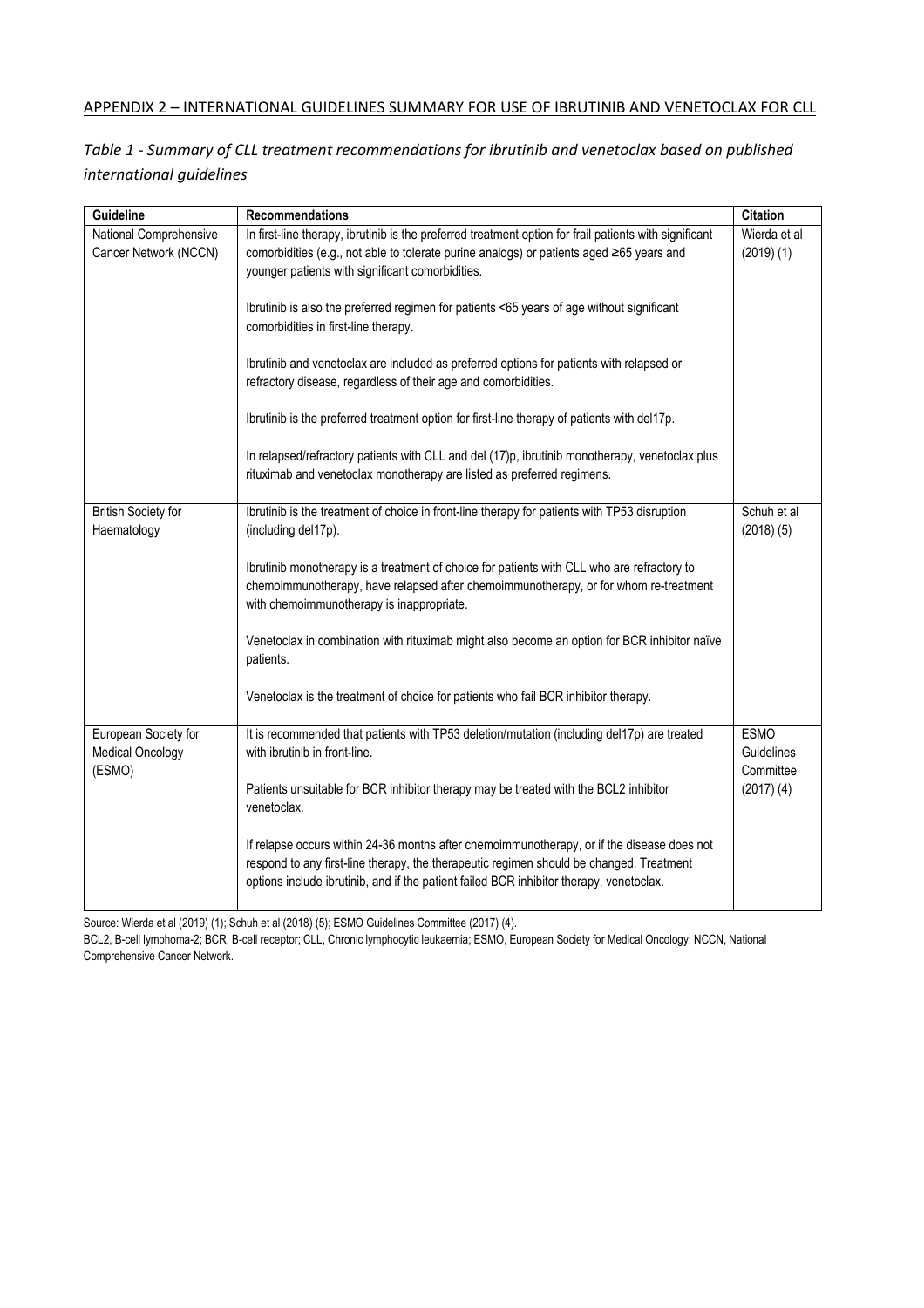## APPENDIX 2 – INTERNATIONAL GUIDELINES SUMMARY FOR USE OF IBRUTINIB AND VENETOCLAX FOR CLL

*Table 1 - Summary of CLL treatment recommendations for ibrutinib and venetoclax based on published international guidelines*

| Guideline | Recommendations | Citation |
|---|---|---|
| National Comprehensive Cancer Network (NCCN) | In first-line therapy, ibrutinib is the preferred treatment option for frail patients with significant comorbidities (e.g., not able to tolerate purine analogs) or patients aged ≥65 years and younger patients with significant comorbidities.<br><br>Ibrutinib is also the preferred regimen for patients <65 years of age without significant comorbidities in first-line therapy.<br><br>Ibrutinib and venetoclax are included as preferred options for patients with relapsed or refractory disease, regardless of their age and comorbidities.<br><br>Ibrutinib is the preferred treatment option for first-line therapy of patients with del17p.<br><br>In relapsed/refractory patients with CLL and del (17)p, ibrutinib monotherapy, venetoclax plus rituximab and venetoclax monotherapy are listed as preferred regimens. | Wierda et al (2019) (1) |
| British Society for Haematology | Ibrutinib is the treatment of choice in front-line therapy for patients with TP53 disruption (including del17p).<br><br>Ibrutinib monotherapy is a treatment of choice for patients with CLL who are refractory to chemoimmunotherapy, have relapsed after chemoimmunotherapy, or for whom re-treatment with chemoimmunotherapy is inappropriate.<br><br>Venetoclax in combination with rituximab might also become an option for BCR inhibitor naïve patients.<br><br>Venetoclax is the treatment of choice for patients who fail BCR inhibitor therapy. | Schuh et al (2018) (5) |
| European Society for Medical Oncology (ESMO) | It is recommended that patients with TP53 deletion/mutation (including del17p) are treated with ibrutinib in front-line.<br><br>Patients unsuitable for BCR inhibitor therapy may be treated with the BCL2 inhibitor venetoclax.<br><br>If relapse occurs within 24-36 months after chemoimmunotherapy, or if the disease does not respond to any first-line therapy, the therapeutic regimen should be changed. Treatment options include ibrutinib, and if the patient failed BCR inhibitor therapy, venetoclax. | ESMO Guidelines Committee (2017) (4) |

Source: Wierda et al (2019) (1); Schuh et al (2018) (5); ESMO Guidelines Committee (2017) (4).

BCL2, B-cell lymphoma-2; BCR, B-cell receptor; CLL, Chronic lymphocytic leukaemia; ESMO, European Society for Medical Oncology; NCCN, National Comprehensive Cancer Network.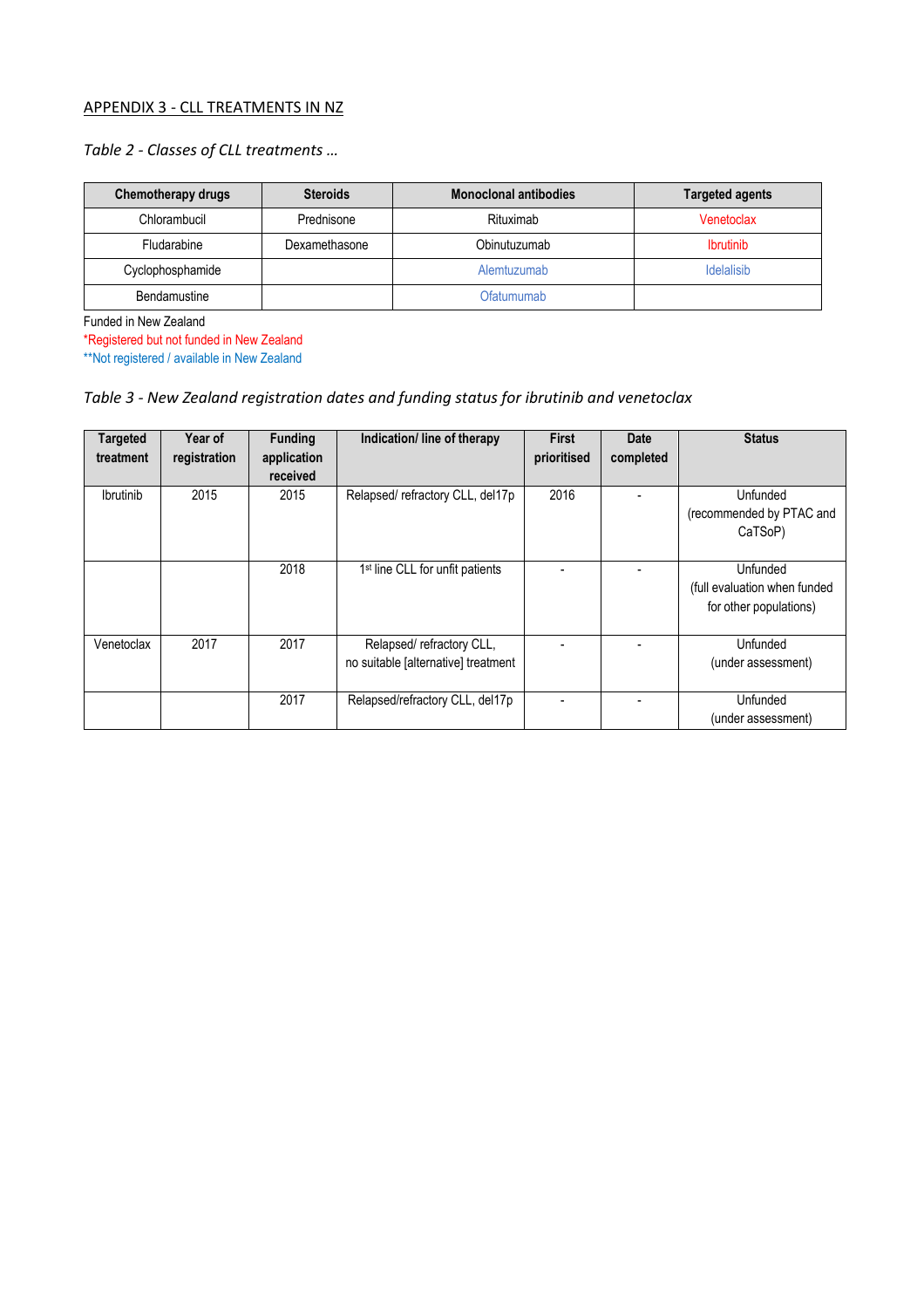## APPENDIX 3 - CLL TREATMENTS IN NZ

*Table 2 - Classes of CLL treatments …*

| Chemotherapy drugs | Steroids | Monoclonal antibodies | Targeted agents |
|---|---|---|---|
| Chlorambucil | Prednisone | Rituximab | Venetoclax |
| Fludarabine | Dexamethasone | Obinutuzumab | Ibrutinib |
| Cyclophosphamide | | Alemtuzumab | Idelalisib |
| Bendamustine | | Ofatumumab | |

Funded in New Zealand
*Registered but not funded in New Zealand
**Not registered / available in New Zealand

*Table 3 - New Zealand registration dates and funding status for ibrutinib and venetoclax*

| Targeted treatment | Year of registration | Funding application received | Indication/ line of therapy | First prioritised | Date completed | Status |
|---|---|---|---|---|---|---|
| Ibrutinib | 2015 | 2015 | Relapsed/ refractory CLL, del17p | 2016 | - | Unfunded (recommended by PTAC and CaTSoP) |
| | | 2018 | 1st line CLL for unfit patients | - | - | Unfunded (full evaluation when funded for other populations) |
| Venetoclax | 2017 | 2017 | Relapsed/ refractory CLL, no suitable [alternative] treatment | - | - | Unfunded (under assessment) |
| | | 2017 | Relapsed/refractory CLL, del17p | - | - | Unfunded (under assessment) |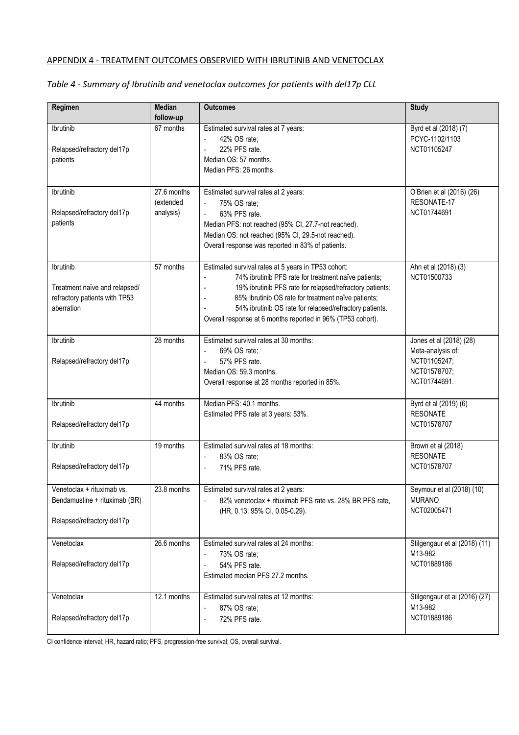## APPENDIX 4 - TREATMENT OUTCOMES OBSERVIED WITH IBRUTINIB AND VENETOCLAX

*Table 4 - Summary of Ibrutinib and venetoclax outcomes for patients with del17p CLL*

| Regimen | Median follow-up | Outcomes | Study |
|---|---|---|---|
| Ibrutinib<br><br>Relapsed/refractory del17p patients | 67 months | Estimated survival rates at 7 years:<br>- 42% OS rate;<br>- 22% PFS rate.<br>Median OS: 57 months.<br>Median PFS: 26 months. | Byrd et al (2018) (7)<br>PCYC-1102/1103<br>NCT01105247 |
| Ibrutinib<br><br>Relapsed/refractory del17p patients | 27.6 months (extended analysis) | Estimated survival rates at 2 years:<br>- 75% OS rate;<br>- 63% PFS rate.<br>Median PFS: not reached (95% CI, 27.7-not reached).<br>Median OS: not reached (95% CI, 29.5-not reached).<br>Overall response was reported in 83% of patients. | O'Brien et al (2016) (26)<br>RESONATE-17<br>NCT01744691 |
| Ibrutinib<br><br>Treatment naïve and relapsed/ refractory patients with TP53 aberration | 57 months | Estimated survival rates at 5 years in TP53 cohort:<br>- 74% ibrutinib PFS rate for treatment naïve patients;<br>- 19% ibrutinib PFS rate for relapsed/refractory patients;<br>- 85% ibrutinib OS rate for treatment naïve patients;<br>- 54% ibrutinib OS rate for relapsed/refractory patients.<br>Overall response at 6 months reported in 96% (TP53 cohort). | Ahn et al (2018) (3)<br>NCT01500733 |
| Ibrutinib<br><br>Relapsed/refractory del17p | 28 months | Estimated survival rates at 30 months:<br>- 69% OS rate;<br>- 57% PFS rate.<br>Median OS: 59.3 months.<br>Overall response at 28 months reported in 85%. | Jones et al (2018) (28)<br>Meta-analysis of:<br>NCT01105247;<br>NCT01578707;<br>NCT01744691. |
| Ibrutinib<br><br>Relapsed/refractory del17p | 44 months | Median PFS: 40.1 months.<br>Estimated PFS rate at 3 years: 53%. | Byrd et al (2019) (6)<br>RESONATE<br>NCT01578707 |
| Ibrutinib<br><br>Relapsed/refractory del17p | 19 months | Estimated survival rates at 18 months:<br>- 83% OS rate;<br>- 71% PFS rate. | Brown et al (2018)<br>RESONATE<br>NCT01578707 |
| Venetoclax + rituximab vs. Bendamustine + rituximab (BR)<br><br>Relapsed/refractory del17p | 23.8 months | Estimated survival rates at 2 years:<br>- 82% venetoclax + rituximab PFS rate vs. 28% BR PFS rate, (HR, 0.13; 95% CI, 0.05-0.29). | Seymour et al (2018) (10)<br>MURANO<br>NCT02005471 |
| Venetoclax<br><br>Relapsed/refractory del17p | 26.6 months | Estimated survival rates at 24 months:<br>- 73% OS rate;<br>- 54% PFS rate.<br>Estimated median PFS 27.2 months. | Stilgengaur et al (2018) (11)<br>M13-982<br>NCT01889186 |
| Venetoclax<br><br>Relapsed/refractory del17p | 12.1 months | Estimated survival rates at 12 months:<br>- 87% OS rate;<br>- 72% PFS rate. | Stilgengaur et al (2016) (27)<br>M13-982<br>NCT01889186 |

CI confidence interval; HR, hazard ratio; PFS, progression-free survival; OS, overall survival.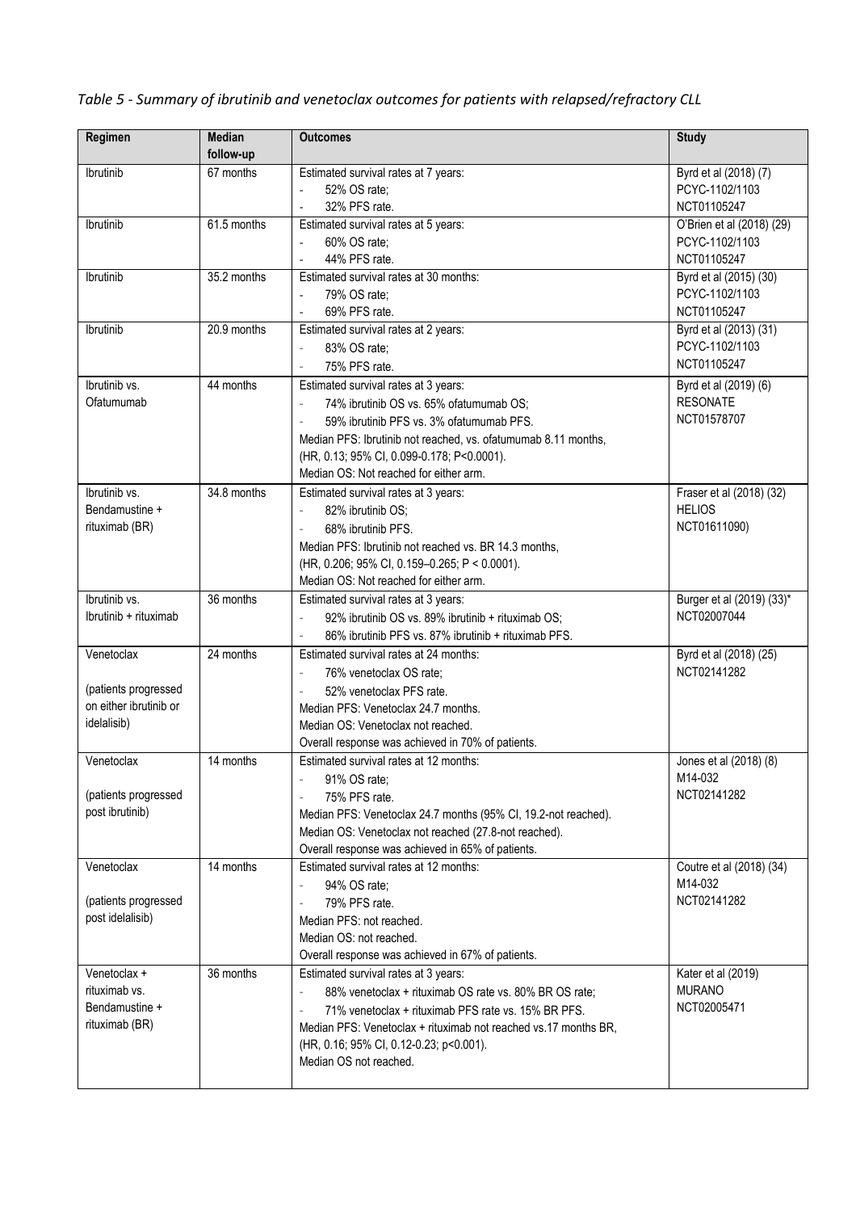*Table 5 - Summary of ibrutinib and venetoclax outcomes for patients with relapsed/refractory CLL*

| Regimen | Median follow-up | Outcomes | Study |
|---|---|---|---|
| Ibrutinib | 67 months | Estimated survival rates at 7 years:<br>- 52% OS rate;<br>- 32% PFS rate. | Byrd et al (2018) (7)<br>PCYC-1102/1103<br>NCT01105247 |
| Ibrutinib | 61.5 months | Estimated survival rates at 5 years:<br>- 60% OS rate;<br>- 44% PFS rate. | O'Brien et al (2018) (29)<br>PCYC-1102/1103<br>NCT01105247 |
| Ibrutinib | 35.2 months | Estimated survival rates at 30 months:<br>- 79% OS rate;<br>- 69% PFS rate. | Byrd et al (2015) (30)<br>PCYC-1102/1103<br>NCT01105247 |
| Ibrutinib | 20.9 months | Estimated survival rates at 2 years:<br>- 83% OS rate;<br>- 75% PFS rate. | Byrd et al (2013) (31)<br>PCYC-1102/1103<br>NCT01105247 |
| Ibrutinib vs. Ofatumumab | 44 months | Estimated survival rates at 3 years:<br>- 74% ibrutinib OS vs. 65% ofatumumab OS;<br>- 59% ibrutinib PFS vs. 3% ofatumumab PFS.<br>Median PFS: Ibrutinib not reached, vs. ofatumumab 8.11 months,<br>(HR, 0.13; 95% CI, 0.099-0.178; P<0.0001).<br>Median OS: Not reached for either arm. | Byrd et al (2019) (6)<br>RESONATE<br>NCT01578707 |
| Ibrutinib vs. Bendamustine + rituximab (BR) | 34.8 months | Estimated survival rates at 3 years:<br>- 82% ibrutinib OS;<br>- 68% ibrutinib PFS.<br>Median PFS: Ibrutinib not reached vs. BR 14.3 months,<br>(HR, 0.206; 95% CI, 0.159–0.265; P < 0.0001).<br>Median OS: Not reached for either arm. | Fraser et al (2018) (32)<br>HELIOS<br>NCT01611090) |
| Ibrutinib vs. Ibrutinib + rituximab | 36 months | Estimated survival rates at 3 years:<br>- 92% ibrutinib OS vs. 89% ibrutinib + rituximab OS;<br>- 86% ibrutinib PFS vs. 87% ibrutinib + rituximab PFS. | Burger et al (2019) (33)*<br>NCT02007044 |
| Venetoclax<br><br>(patients progressed on either ibrutinib or idelalisib) | 24 months | Estimated survival rates at 24 months:<br>- 76% venetoclax OS rate;<br>- 52% venetoclax PFS rate.<br>Median PFS: Venetoclax 24.7 months.<br>Median OS: Venetoclax not reached.<br>Overall response was achieved in 70% of patients. | Byrd et al (2018) (25)<br>NCT02141282 |
| Venetoclax<br><br>(patients progressed post ibrutinib) | 14 months | Estimated survival rates at 12 months:<br>- 91% OS rate;<br>- 75% PFS rate.<br>Median PFS: Venetoclax 24.7 months (95% CI, 19.2-not reached).<br>Median OS: Venetoclax not reached (27.8-not reached).<br>Overall response was achieved in 65% of patients. | Jones et al (2018) (8)<br>M14-032<br>NCT02141282 |
| Venetoclax<br><br>(patients progressed post idelalisib) | 14 months | Estimated survival rates at 12 months:<br>- 94% OS rate;<br>- 79% PFS rate.<br>Median PFS: not reached.<br>Median OS: not reached.<br>Overall response was achieved in 67% of patients. | Coutre et al (2018) (34)<br>M14-032<br>NCT02141282 |
| Venetoclax + rituximab vs. Bendamustine + rituximab (BR) | 36 months | Estimated survival rates at 3 years:<br>- 88% venetoclax + rituximab OS rate vs. 80% BR OS rate;<br>- 71% venetoclax + rituximab PFS rate vs. 15% BR PFS.<br>Median PFS: Venetoclax + rituximab not reached vs.17 months BR,<br>(HR, 0.16; 95% CI, 0.12-0.23; p<0.001).<br>Median OS not reached. | Kater et al (2019)<br>MURANO<br>NCT02005471 |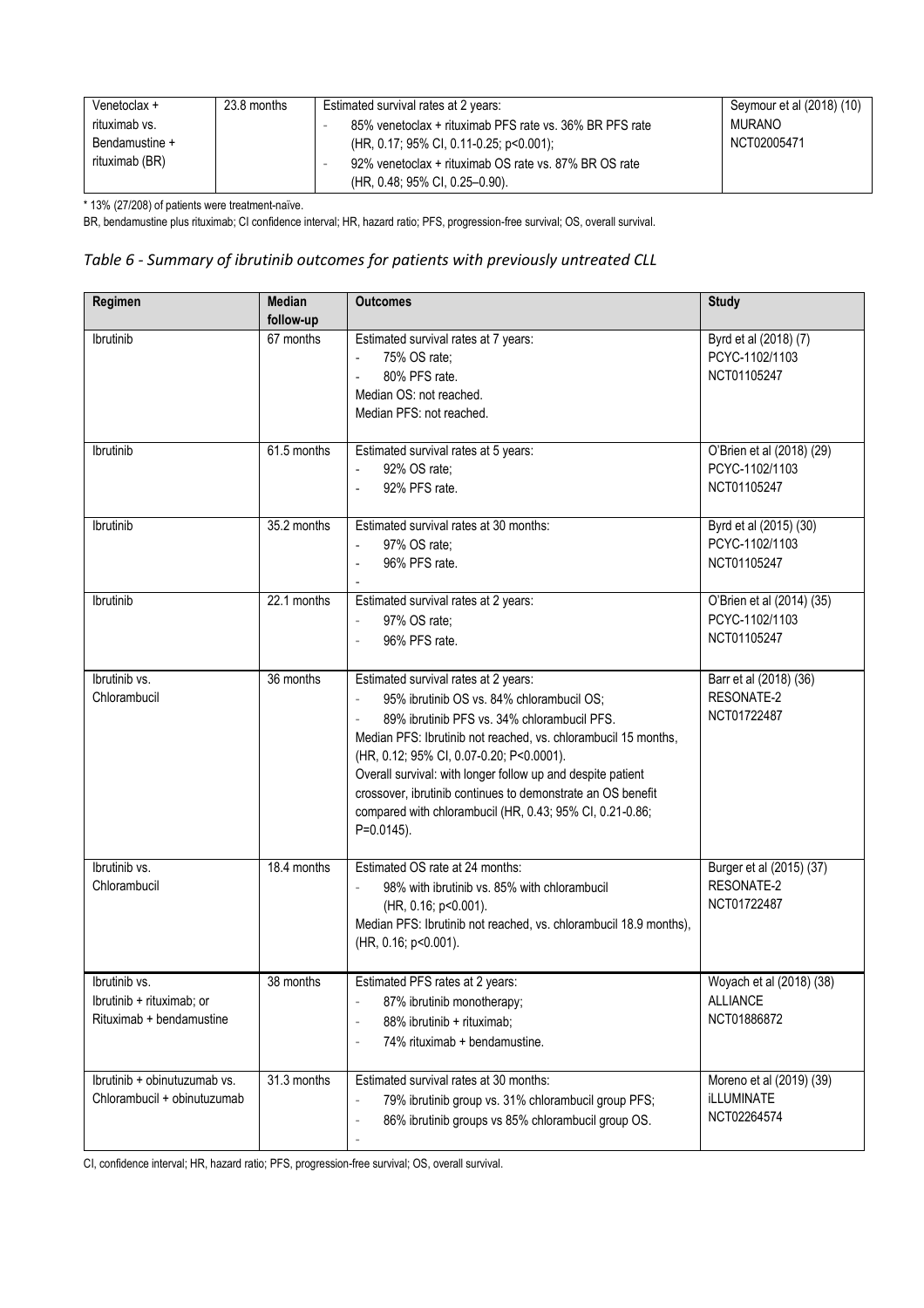| Venetoclax + rituximab vs. Bendamustine + rituximab (BR) | 23.8 months | Estimated survival rates at 2 years:<br>- 85% venetoclax + rituximab PFS rate vs. 36% BR PFS rate (HR, 0.17; 95% CI, 0.11-0.25; p<0.001);<br>- 92% venetoclax + rituximab OS rate vs. 87% BR OS rate (HR, 0.48; 95% CI, 0.25–0.90). | Seymour et al (2018) (10)<br>MURANO<br>NCT02005471 |
|---|---|---|---|

\* 13% (27/208) of patients were treatment-naïve.

BR, bendamustine plus rituximab; CI confidence interval; HR, hazard ratio; PFS, progression-free survival; OS, overall survival.

*Table 6 - Summary of ibrutinib outcomes for patients with previously untreated CLL*

| Regimen | Median follow-up | Outcomes | Study |
|---|---|---|---|
| Ibrutinib | 67 months | Estimated survival rates at 7 years:<br>- 75% OS rate;<br>- 80% PFS rate.<br>Median OS: not reached.<br>Median PFS: not reached. | Byrd et al (2018) (7)<br>PCYC-1102/1103<br>NCT01105247 |
| Ibrutinib | 61.5 months | Estimated survival rates at 5 years:<br>- 92% OS rate;<br>- 92% PFS rate. | O'Brien et al (2018) (29)<br>PCYC-1102/1103<br>NCT01105247 |
| Ibrutinib | 35.2 months | Estimated survival rates at 30 months:<br>- 97% OS rate;<br>- 96% PFS rate. | Byrd et al (2015) (30)<br>PCYC-1102/1103<br>NCT01105247 |
| Ibrutinib | 22.1 months | Estimated survival rates at 2 years:<br>- 97% OS rate;<br>- 96% PFS rate. | O'Brien et al (2014) (35)<br>PCYC-1102/1103<br>NCT01105247 |
| Ibrutinib vs. Chlorambucil | 36 months | Estimated survival rates at 2 years:<br>- 95% ibrutinib OS vs. 84% chlorambucil OS;<br>- 89% ibrutinib PFS vs. 34% chlorambucil PFS.<br>Median PFS: Ibrutinib not reached, vs. chlorambucil 15 months, (HR, 0.12; 95% CI, 0.07-0.20; P<0.0001).<br>Overall survival: with longer follow up and despite patient crossover, ibrutinib continues to demonstrate an OS benefit compared with chlorambucil (HR, 0.43; 95% CI, 0.21-0.86; P=0.0145). | Barr et al (2018) (36)<br>RESONATE-2<br>NCT01722487 |
| Ibrutinib vs. Chlorambucil | 18.4 months | Estimated OS rate at 24 months:<br>- 98% with ibrutinib vs. 85% with chlorambucil (HR, 0.16; p<0.001).<br>Median PFS: Ibrutinib not reached, vs. chlorambucil 18.9 months), (HR, 0.16; p<0.001). | Burger et al (2015) (37)<br>RESONATE-2<br>NCT01722487 |
| Ibrutinib vs. Ibrutinib + rituximab; or Rituximab + bendamustine | 38 months | Estimated PFS rates at 2 years:<br>- 87% ibrutinib monotherapy;<br>- 88% ibrutinib + rituximab;<br>- 74% rituximab + bendamustine. | Woyach et al (2018) (38)<br>ALLIANCE<br>NCT01886872 |
| Ibrutinib + obinutuzumab vs. Chlorambucil + obinutuzumab | 31.3 months | Estimated survival rates at 30 months:<br>- 79% ibrutinib group vs. 31% chlorambucil group PFS;<br>- 86% ibrutinib groups vs 85% chlorambucil group OS. | Moreno et al (2019) (39)<br>iLLUMINATE<br>NCT02264574 |

CI, confidence interval; HR, hazard ratio; PFS, progression-free survival; OS, overall survival.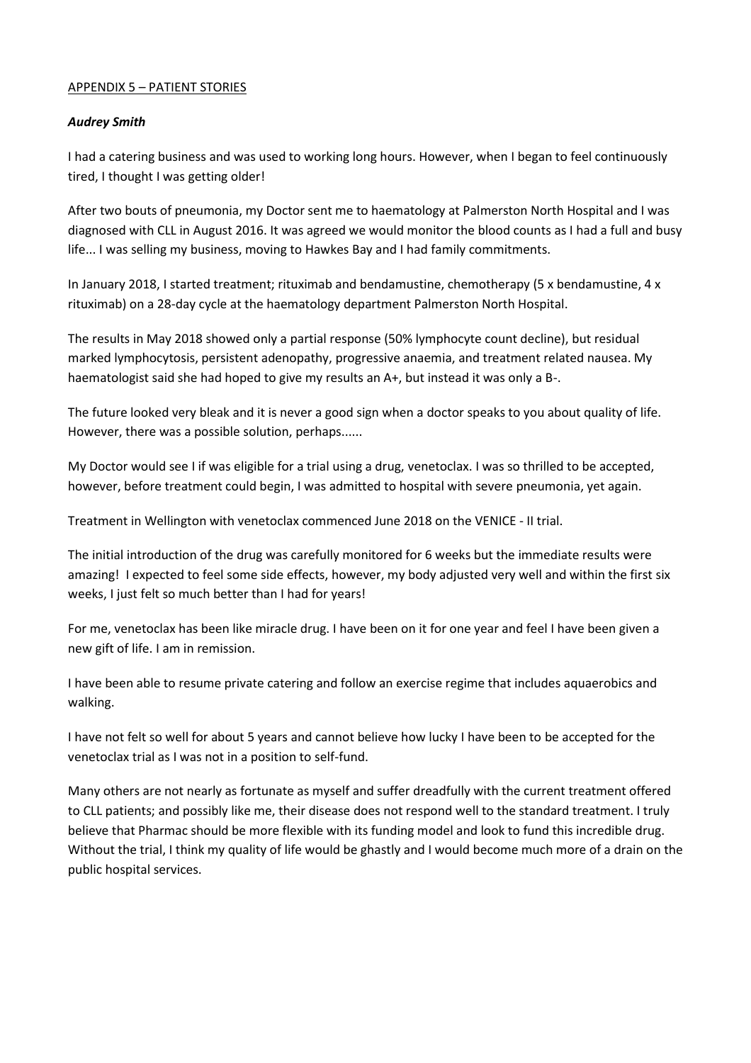APPENDIX 5 – PATIENT STORIES

***Audrey Smith***

I had a catering business and was used to working long hours. However, when I began to feel continuously tired, I thought I was getting older!

After two bouts of pneumonia, my Doctor sent me to haematology at Palmerston North Hospital and I was diagnosed with CLL in August 2016. It was agreed we would monitor the blood counts as I had a full and busy life... I was selling my business, moving to Hawkes Bay and I had family commitments.

In January 2018, I started treatment; rituximab and bendamustine, chemotherapy (5 x bendamustine, 4 x rituximab) on a 28-day cycle at the haematology department Palmerston North Hospital.

The results in May 2018 showed only a partial response (50% lymphocyte count decline), but residual marked lymphocytosis, persistent adenopathy, progressive anaemia, and treatment related nausea. My haematologist said she had hoped to give my results an A+, but instead it was only a B-.

The future looked very bleak and it is never a good sign when a doctor speaks to you about quality of life. However, there was a possible solution, perhaps......

My Doctor would see I if was eligible for a trial using a drug, venetoclax. I was so thrilled to be accepted, however, before treatment could begin, I was admitted to hospital with severe pneumonia, yet again.

Treatment in Wellington with venetoclax commenced June 2018 on the VENICE - II trial.

The initial introduction of the drug was carefully monitored for 6 weeks but the immediate results were amazing! I expected to feel some side effects, however, my body adjusted very well and within the first six weeks, I just felt so much better than I had for years!

For me, venetoclax has been like miracle drug. I have been on it for one year and feel I have been given a new gift of life. I am in remission.

I have been able to resume private catering and follow an exercise regime that includes aquaerobics and walking.

I have not felt so well for about 5 years and cannot believe how lucky I have been to be accepted for the venetoclax trial as I was not in a position to self-fund.

Many others are not nearly as fortunate as myself and suffer dreadfully with the current treatment offered to CLL patients; and possibly like me, their disease does not respond well to the standard treatment. I truly believe that Pharmac should be more flexible with its funding model and look to fund this incredible drug. Without the trial, I think my quality of life would be ghastly and I would become much more of a drain on the public hospital services.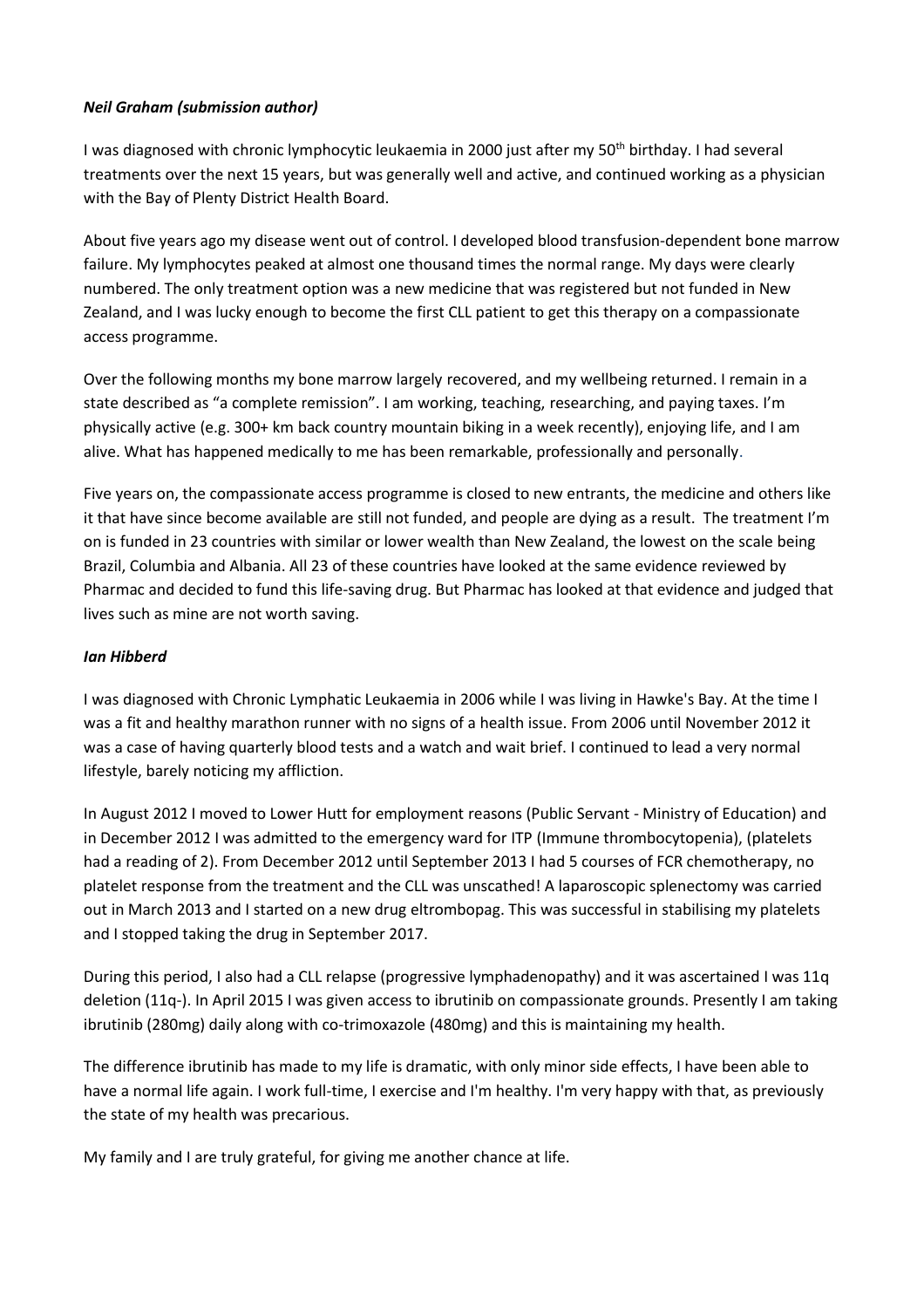***Neil Graham (submission author)***

I was diagnosed with chronic lymphocytic leukaemia in 2000 just after my 50th birthday. I had several treatments over the next 15 years, but was generally well and active, and continued working as a physician with the Bay of Plenty District Health Board.

About five years ago my disease went out of control. I developed blood transfusion-dependent bone marrow failure. My lymphocytes peaked at almost one thousand times the normal range. My days were clearly numbered. The only treatment option was a new medicine that was registered but not funded in New Zealand, and I was lucky enough to become the first CLL patient to get this therapy on a compassionate access programme.

Over the following months my bone marrow largely recovered, and my wellbeing returned. I remain in a state described as "a complete remission". I am working, teaching, researching, and paying taxes. I'm physically active (e.g. 300+ km back country mountain biking in a week recently), enjoying life, and I am alive. What has happened medically to me has been remarkable, professionally and personally.

Five years on, the compassionate access programme is closed to new entrants, the medicine and others like it that have since become available are still not funded, and people are dying as a result. The treatment I'm on is funded in 23 countries with similar or lower wealth than New Zealand, the lowest on the scale being Brazil, Columbia and Albania. All 23 of these countries have looked at the same evidence reviewed by Pharmac and decided to fund this life-saving drug. But Pharmac has looked at that evidence and judged that lives such as mine are not worth saving.

***Ian Hibberd***

I was diagnosed with Chronic Lymphatic Leukaemia in 2006 while I was living in Hawke's Bay. At the time I was a fit and healthy marathon runner with no signs of a health issue. From 2006 until November 2012 it was a case of having quarterly blood tests and a watch and wait brief. I continued to lead a very normal lifestyle, barely noticing my affliction.

In August 2012 I moved to Lower Hutt for employment reasons (Public Servant - Ministry of Education) and in December 2012 I was admitted to the emergency ward for ITP (Immune thrombocytopenia), (platelets had a reading of 2). From December 2012 until September 2013 I had 5 courses of FCR chemotherapy, no platelet response from the treatment and the CLL was unscathed! A laparoscopic splenectomy was carried out in March 2013 and I started on a new drug eltrombopag. This was successful in stabilising my platelets and I stopped taking the drug in September 2017.

During this period, I also had a CLL relapse (progressive lymphadenopathy) and it was ascertained I was 11q deletion (11q-). In April 2015 I was given access to ibrutinib on compassionate grounds. Presently I am taking ibrutinib (280mg) daily along with co-trimoxazole (480mg) and this is maintaining my health.

The difference ibrutinib has made to my life is dramatic, with only minor side effects, I have been able to have a normal life again. I work full-time, I exercise and I'm healthy. I'm very happy with that, as previously the state of my health was precarious.

My family and I are truly grateful, for giving me another chance at life.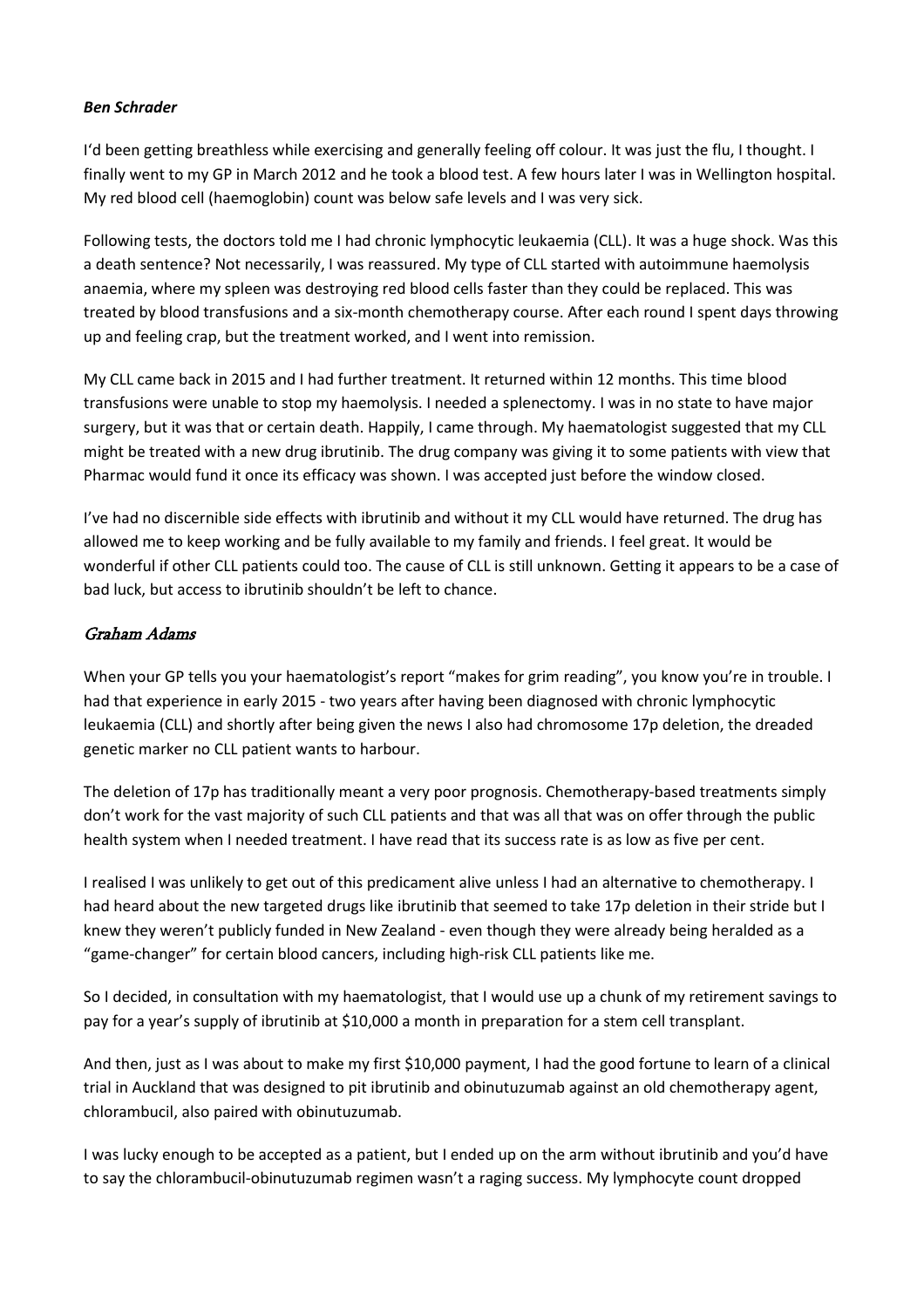***Ben Schrader***

I'd been getting breathless while exercising and generally feeling off colour. It was just the flu, I thought. I finally went to my GP in March 2012 and he took a blood test. A few hours later I was in Wellington hospital. My red blood cell (haemoglobin) count was below safe levels and I was very sick.

Following tests, the doctors told me I had chronic lymphocytic leukaemia (CLL). It was a huge shock. Was this a death sentence? Not necessarily, I was reassured. My type of CLL started with autoimmune haemolysis anaemia, where my spleen was destroying red blood cells faster than they could be replaced. This was treated by blood transfusions and a six-month chemotherapy course. After each round I spent days throwing up and feeling crap, but the treatment worked, and I went into remission.

My CLL came back in 2015 and I had further treatment. It returned within 12 months. This time blood transfusions were unable to stop my haemolysis. I needed a splenectomy. I was in no state to have major surgery, but it was that or certain death. Happily, I came through. My haematologist suggested that my CLL might be treated with a new drug ibrutinib. The drug company was giving it to some patients with view that Pharmac would fund it once its efficacy was shown. I was accepted just before the window closed.

I've had no discernible side effects with ibrutinib and without it my CLL would have returned. The drug has allowed me to keep working and be fully available to my family and friends. I feel great. It would be wonderful if other CLL patients could too. The cause of CLL is still unknown. Getting it appears to be a case of bad luck, but access to ibrutinib shouldn't be left to chance.

## *Graham Adams*

When your GP tells you your haematologist's report "makes for grim reading", you know you're in trouble. I had that experience in early 2015 - two years after having been diagnosed with chronic lymphocytic leukaemia (CLL) and shortly after being given the news I also had chromosome 17p deletion, the dreaded genetic marker no CLL patient wants to harbour.

The deletion of 17p has traditionally meant a very poor prognosis. Chemotherapy-based treatments simply don't work for the vast majority of such CLL patients and that was all that was on offer through the public health system when I needed treatment. I have read that its success rate is as low as five per cent.

I realised I was unlikely to get out of this predicament alive unless I had an alternative to chemotherapy. I had heard about the new targeted drugs like ibrutinib that seemed to take 17p deletion in their stride but I knew they weren't publicly funded in New Zealand - even though they were already being heralded as a "game-changer" for certain blood cancers, including high-risk CLL patients like me.

So I decided, in consultation with my haematologist, that I would use up a chunk of my retirement savings to pay for a year's supply of ibrutinib at $10,000 a month in preparation for a stem cell transplant.

And then, just as I was about to make my first $10,000 payment, I had the good fortune to learn of a clinical trial in Auckland that was designed to pit ibrutinib and obinutuzumab against an old chemotherapy agent, chlorambucil, also paired with obinutuzumab.

I was lucky enough to be accepted as a patient, but I ended up on the arm without ibrutinib and you'd have to say the chlorambucil-obinutuzumab regimen wasn't a raging success. My lymphocyte count dropped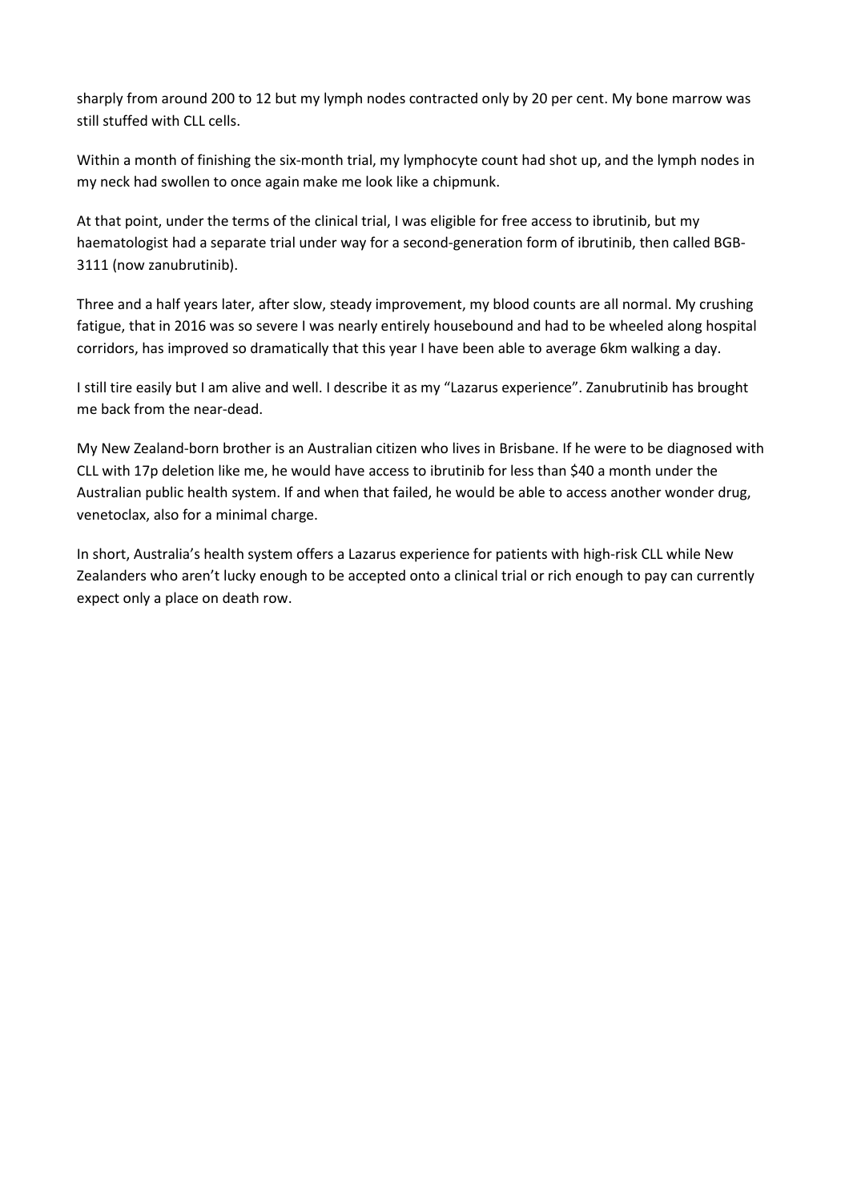sharply from around 200 to 12 but my lymph nodes contracted only by 20 per cent. My bone marrow was still stuffed with CLL cells.

Within a month of finishing the six-month trial, my lymphocyte count had shot up, and the lymph nodes in my neck had swollen to once again make me look like a chipmunk.

At that point, under the terms of the clinical trial, I was eligible for free access to ibrutinib, but my haematologist had a separate trial under way for a second-generation form of ibrutinib, then called BGB-3111 (now zanubrutinib).

Three and a half years later, after slow, steady improvement, my blood counts are all normal. My crushing fatigue, that in 2016 was so severe I was nearly entirely housebound and had to be wheeled along hospital corridors, has improved so dramatically that this year I have been able to average 6km walking a day.

I still tire easily but I am alive and well. I describe it as my "Lazarus experience". Zanubrutinib has brought me back from the near-dead.

My New Zealand-born brother is an Australian citizen who lives in Brisbane. If he were to be diagnosed with CLL with 17p deletion like me, he would have access to ibrutinib for less than $40 a month under the Australian public health system. If and when that failed, he would be able to access another wonder drug, venetoclax, also for a minimal charge.

In short, Australia's health system offers a Lazarus experience for patients with high-risk CLL while New Zealanders who aren't lucky enough to be accepted onto a clinical trial or rich enough to pay can currently expect only a place on death row.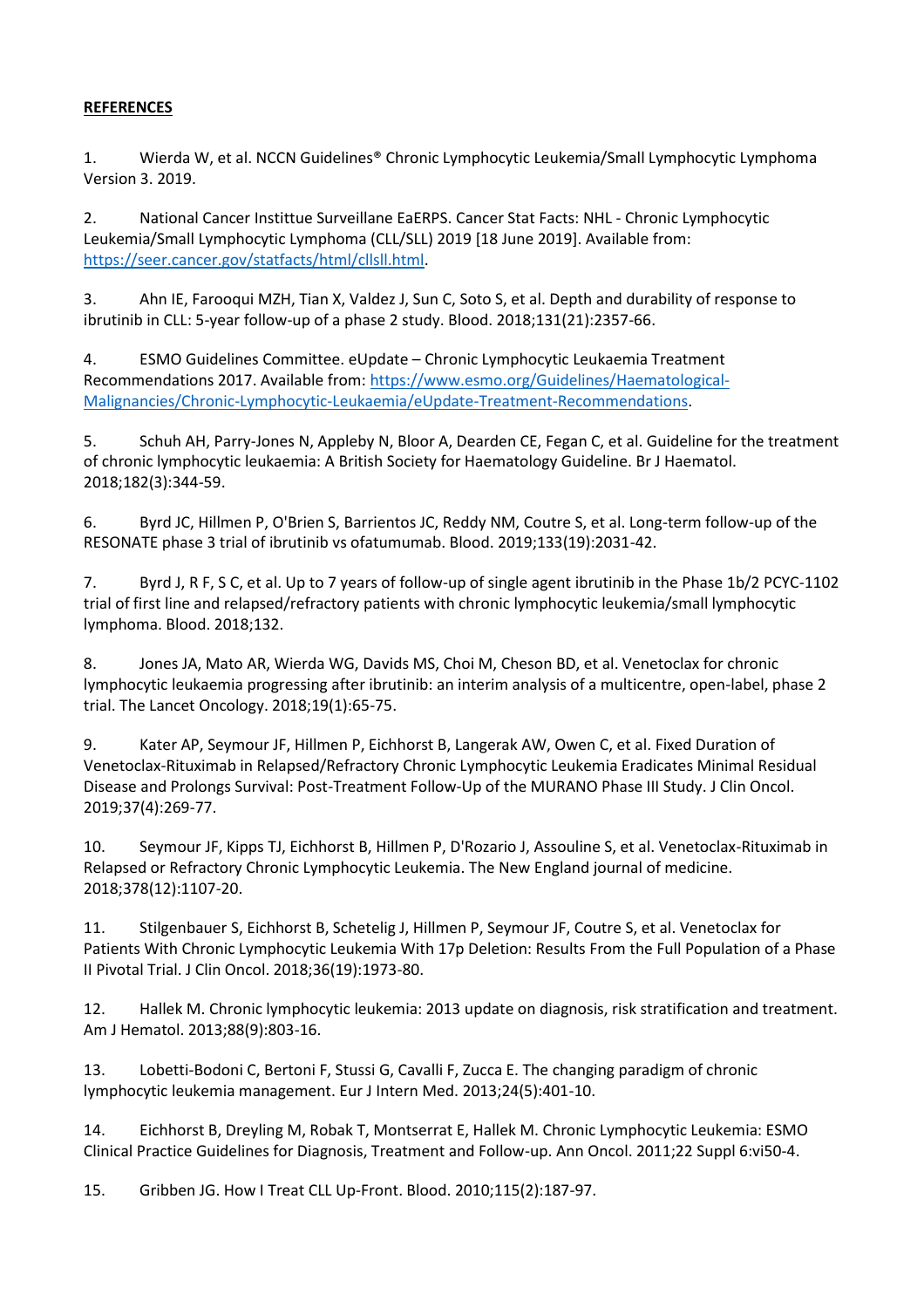**REFERENCES**

1. Wierda W, et al. NCCN Guidelines® Chronic Lymphocytic Leukemia/Small Lymphocytic Lymphoma Version 3. 2019.

2. National Cancer Instittue Surveillane EaERPS. Cancer Stat Facts: NHL - Chronic Lymphocytic Leukemia/Small Lymphocytic Lymphoma (CLL/SLL) 2019 [18 June 2019]. Available from: https://seer.cancer.gov/statfacts/html/cllsll.html.

3. Ahn IE, Farooqui MZH, Tian X, Valdez J, Sun C, Soto S, et al. Depth and durability of response to ibrutinib in CLL: 5-year follow-up of a phase 2 study. Blood. 2018;131(21):2357-66.

4. ESMO Guidelines Committee. eUpdate – Chronic Lymphocytic Leukaemia Treatment Recommendations 2017. Available from: https://www.esmo.org/Guidelines/Haematological-Malignancies/Chronic-Lymphocytic-Leukaemia/eUpdate-Treatment-Recommendations.

5. Schuh AH, Parry-Jones N, Appleby N, Bloor A, Dearden CE, Fegan C, et al. Guideline for the treatment of chronic lymphocytic leukaemia: A British Society for Haematology Guideline. Br J Haematol. 2018;182(3):344-59.

6. Byrd JC, Hillmen P, O'Brien S, Barrientos JC, Reddy NM, Coutre S, et al. Long-term follow-up of the RESONATE phase 3 trial of ibrutinib vs ofatumumab. Blood. 2019;133(19):2031-42.

7. Byrd J, R F, S C, et al. Up to 7 years of follow-up of single agent ibrutinib in the Phase 1b/2 PCYC-1102 trial of first line and relapsed/refractory patients with chronic lymphocytic leukemia/small lymphocytic lymphoma. Blood. 2018;132.

8. Jones JA, Mato AR, Wierda WG, Davids MS, Choi M, Cheson BD, et al. Venetoclax for chronic lymphocytic leukaemia progressing after ibrutinib: an interim analysis of a multicentre, open-label, phase 2 trial. The Lancet Oncology. 2018;19(1):65-75.

9. Kater AP, Seymour JF, Hillmen P, Eichhorst B, Langerak AW, Owen C, et al. Fixed Duration of Venetoclax-Rituximab in Relapsed/Refractory Chronic Lymphocytic Leukemia Eradicates Minimal Residual Disease and Prolongs Survival: Post-Treatment Follow-Up of the MURANO Phase III Study. J Clin Oncol. 2019;37(4):269-77.

10. Seymour JF, Kipps TJ, Eichhorst B, Hillmen P, D'Rozario J, Assouline S, et al. Venetoclax-Rituximab in Relapsed or Refractory Chronic Lymphocytic Leukemia. The New England journal of medicine. 2018;378(12):1107-20.

11. Stilgenbauer S, Eichhorst B, Schetelig J, Hillmen P, Seymour JF, Coutre S, et al. Venetoclax for Patients With Chronic Lymphocytic Leukemia With 17p Deletion: Results From the Full Population of a Phase II Pivotal Trial. J Clin Oncol. 2018;36(19):1973-80.

12. Hallek M. Chronic lymphocytic leukemia: 2013 update on diagnosis, risk stratification and treatment. Am J Hematol. 2013;88(9):803-16.

13. Lobetti-Bodoni C, Bertoni F, Stussi G, Cavalli F, Zucca E. The changing paradigm of chronic lymphocytic leukemia management. Eur J Intern Med. 2013;24(5):401-10.

14. Eichhorst B, Dreyling M, Robak T, Montserrat E, Hallek M. Chronic Lymphocytic Leukemia: ESMO Clinical Practice Guidelines for Diagnosis, Treatment and Follow-up. Ann Oncol. 2011;22 Suppl 6:vi50-4.

15. Gribben JG. How I Treat CLL Up-Front. Blood. 2010;115(2):187-97.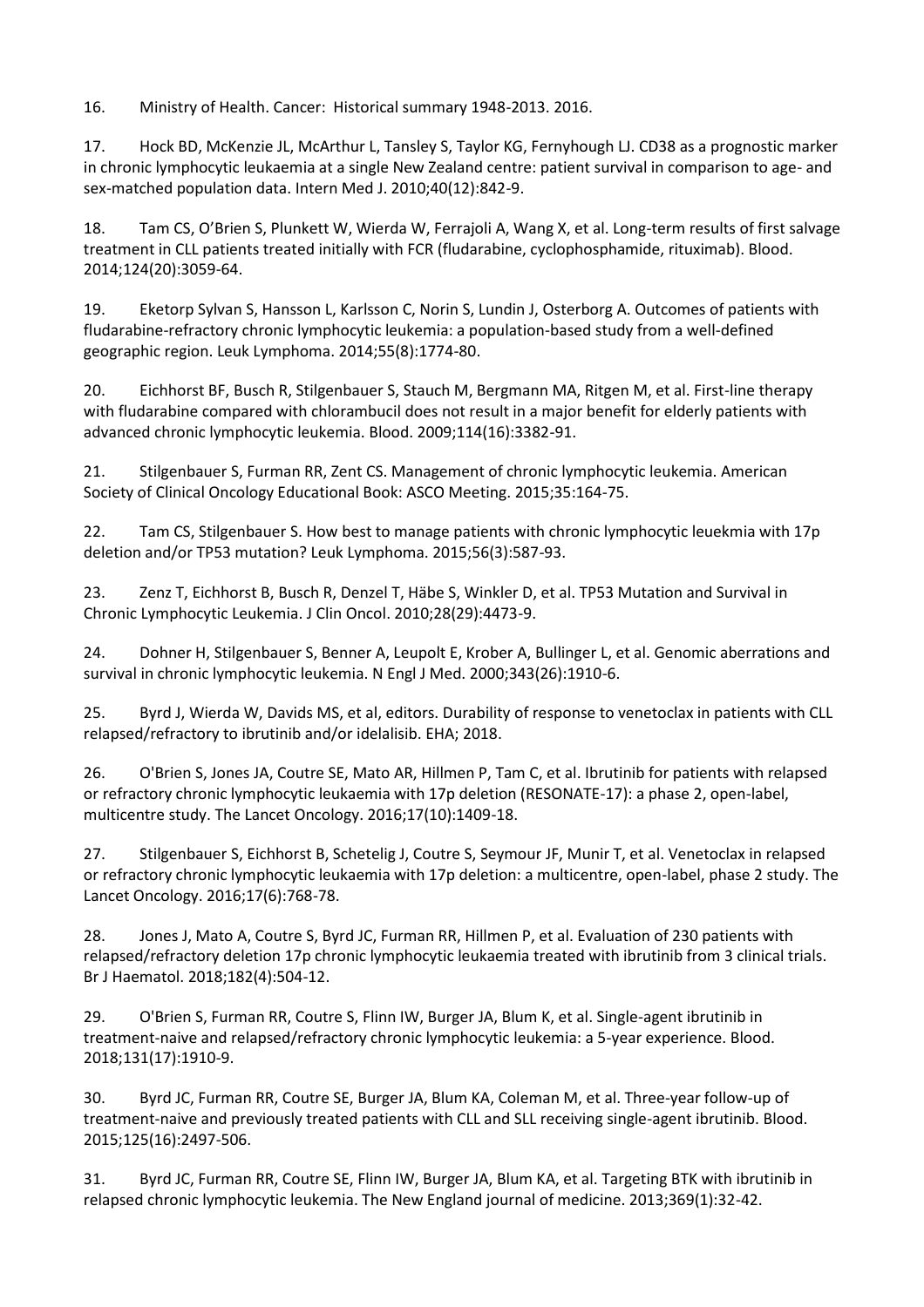16. Ministry of Health. Cancer: Historical summary 1948-2013. 2016.

17. Hock BD, McKenzie JL, McArthur L, Tansley S, Taylor KG, Fernyhough LJ. CD38 as a prognostic marker in chronic lymphocytic leukaemia at a single New Zealand centre: patient survival in comparison to age- and sex-matched population data. Intern Med J. 2010;40(12):842-9.

18. Tam CS, O'Brien S, Plunkett W, Wierda W, Ferrajoli A, Wang X, et al. Long-term results of first salvage treatment in CLL patients treated initially with FCR (fludarabine, cyclophosphamide, rituximab). Blood. 2014;124(20):3059-64.

19. Eketorp Sylvan S, Hansson L, Karlsson C, Norin S, Lundin J, Osterborg A. Outcomes of patients with fludarabine-refractory chronic lymphocytic leukemia: a population-based study from a well-defined geographic region. Leuk Lymphoma. 2014;55(8):1774-80.

20. Eichhorst BF, Busch R, Stilgenbauer S, Stauch M, Bergmann MA, Ritgen M, et al. First-line therapy with fludarabine compared with chlorambucil does not result in a major benefit for elderly patients with advanced chronic lymphocytic leukemia. Blood. 2009;114(16):3382-91.

21. Stilgenbauer S, Furman RR, Zent CS. Management of chronic lymphocytic leukemia. American Society of Clinical Oncology Educational Book: ASCO Meeting. 2015;35:164-75.

22. Tam CS, Stilgenbauer S. How best to manage patients with chronic lymphocytic leuekmia with 17p deletion and/or TP53 mutation? Leuk Lymphoma. 2015;56(3):587-93.

23. Zenz T, Eichhorst B, Busch R, Denzel T, Häbe S, Winkler D, et al. TP53 Mutation and Survival in Chronic Lymphocytic Leukemia. J Clin Oncol. 2010;28(29):4473-9.

24. Dohner H, Stilgenbauer S, Benner A, Leupolt E, Krober A, Bullinger L, et al. Genomic aberrations and survival in chronic lymphocytic leukemia. N Engl J Med. 2000;343(26):1910-6.

25. Byrd J, Wierda W, Davids MS, et al, editors. Durability of response to venetoclax in patients with CLL relapsed/refractory to ibrutinib and/or idelalisib. EHA; 2018.

26. O'Brien S, Jones JA, Coutre SE, Mato AR, Hillmen P, Tam C, et al. Ibrutinib for patients with relapsed or refractory chronic lymphocytic leukaemia with 17p deletion (RESONATE-17): a phase 2, open-label, multicentre study. The Lancet Oncology. 2016;17(10):1409-18.

27. Stilgenbauer S, Eichhorst B, Schetelig J, Coutre S, Seymour JF, Munir T, et al. Venetoclax in relapsed or refractory chronic lymphocytic leukaemia with 17p deletion: a multicentre, open-label, phase 2 study. The Lancet Oncology. 2016;17(6):768-78.

28. Jones J, Mato A, Coutre S, Byrd JC, Furman RR, Hillmen P, et al. Evaluation of 230 patients with relapsed/refractory deletion 17p chronic lymphocytic leukaemia treated with ibrutinib from 3 clinical trials. Br J Haematol. 2018;182(4):504-12.

29. O'Brien S, Furman RR, Coutre S, Flinn IW, Burger JA, Blum K, et al. Single-agent ibrutinib in treatment-naive and relapsed/refractory chronic lymphocytic leukemia: a 5-year experience. Blood. 2018;131(17):1910-9.

30. Byrd JC, Furman RR, Coutre SE, Burger JA, Blum KA, Coleman M, et al. Three-year follow-up of treatment-naive and previously treated patients with CLL and SLL receiving single-agent ibrutinib. Blood. 2015;125(16):2497-506.

31. Byrd JC, Furman RR, Coutre SE, Flinn IW, Burger JA, Blum KA, et al. Targeting BTK with ibrutinib in relapsed chronic lymphocytic leukemia. The New England journal of medicine. 2013;369(1):32-42.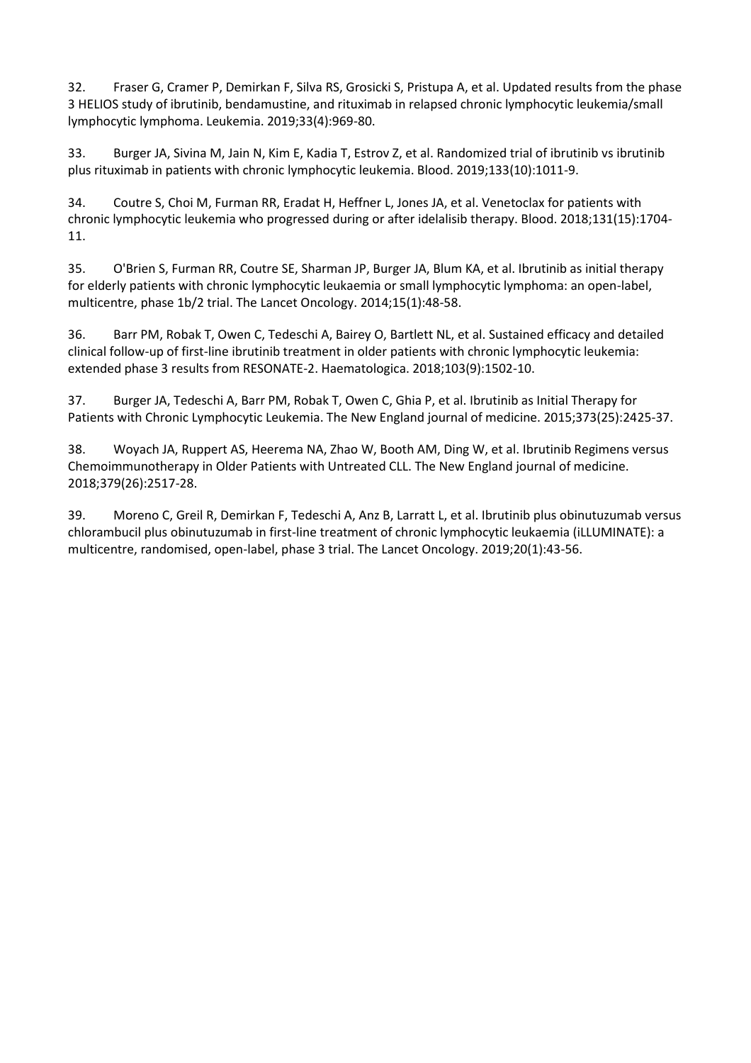32. Fraser G, Cramer P, Demirkan F, Silva RS, Grosicki S, Pristupa A, et al. Updated results from the phase 3 HELIOS study of ibrutinib, bendamustine, and rituximab in relapsed chronic lymphocytic leukemia/small lymphocytic lymphoma. Leukemia. 2019;33(4):969-80.

33. Burger JA, Sivina M, Jain N, Kim E, Kadia T, Estrov Z, et al. Randomized trial of ibrutinib vs ibrutinib plus rituximab in patients with chronic lymphocytic leukemia. Blood. 2019;133(10):1011-9.

34. Coutre S, Choi M, Furman RR, Eradat H, Heffner L, Jones JA, et al. Venetoclax for patients with chronic lymphocytic leukemia who progressed during or after idelalisib therapy. Blood. 2018;131(15):1704-11.

35. O'Brien S, Furman RR, Coutre SE, Sharman JP, Burger JA, Blum KA, et al. Ibrutinib as initial therapy for elderly patients with chronic lymphocytic leukaemia or small lymphocytic lymphoma: an open-label, multicentre, phase 1b/2 trial. The Lancet Oncology. 2014;15(1):48-58.

36. Barr PM, Robak T, Owen C, Tedeschi A, Bairey O, Bartlett NL, et al. Sustained efficacy and detailed clinical follow-up of first-line ibrutinib treatment in older patients with chronic lymphocytic leukemia: extended phase 3 results from RESONATE-2. Haematologica. 2018;103(9):1502-10.

37. Burger JA, Tedeschi A, Barr PM, Robak T, Owen C, Ghia P, et al. Ibrutinib as Initial Therapy for Patients with Chronic Lymphocytic Leukemia. The New England journal of medicine. 2015;373(25):2425-37.

38. Woyach JA, Ruppert AS, Heerema NA, Zhao W, Booth AM, Ding W, et al. Ibrutinib Regimens versus Chemoimmunotherapy in Older Patients with Untreated CLL. The New England journal of medicine. 2018;379(26):2517-28.

39. Moreno C, Greil R, Demirkan F, Tedeschi A, Anz B, Larratt L, et al. Ibrutinib plus obinutuzumab versus chlorambucil plus obinutuzumab in first-line treatment of chronic lymphocytic leukaemia (iLLUMINATE): a multicentre, randomised, open-label, phase 3 trial. The Lancet Oncology. 2019;20(1):43-56.